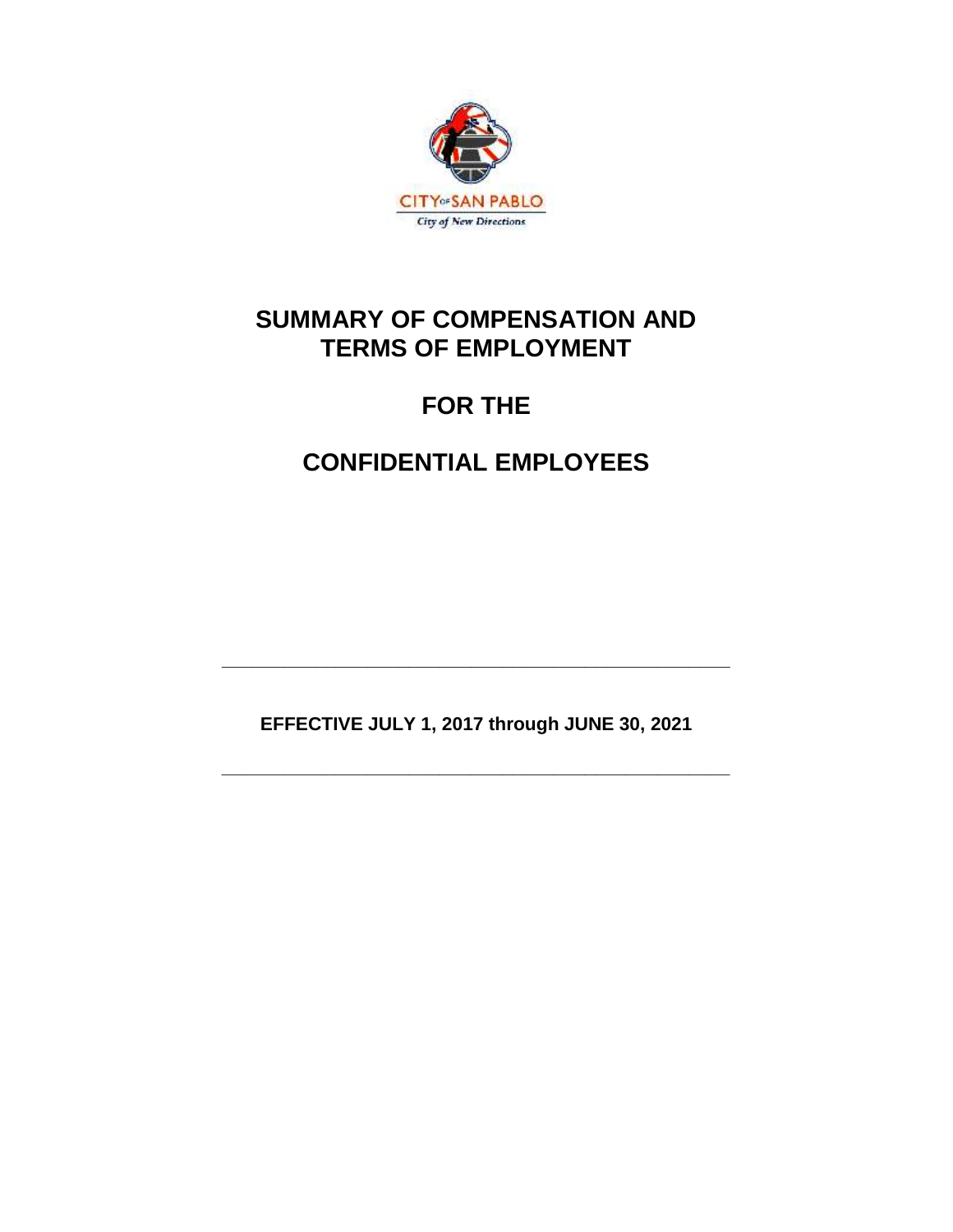CITY OF SAN PABLO

City of New Directions

# SUMMARY OF COMPENSATION AND TERMS OF EMPLOYMENT

# FOR THE

# CONFIDENTIAL EMPLOYEES

---

**EFFECTIVE JULY 1, 2017 through JUNE 30, 2021**

---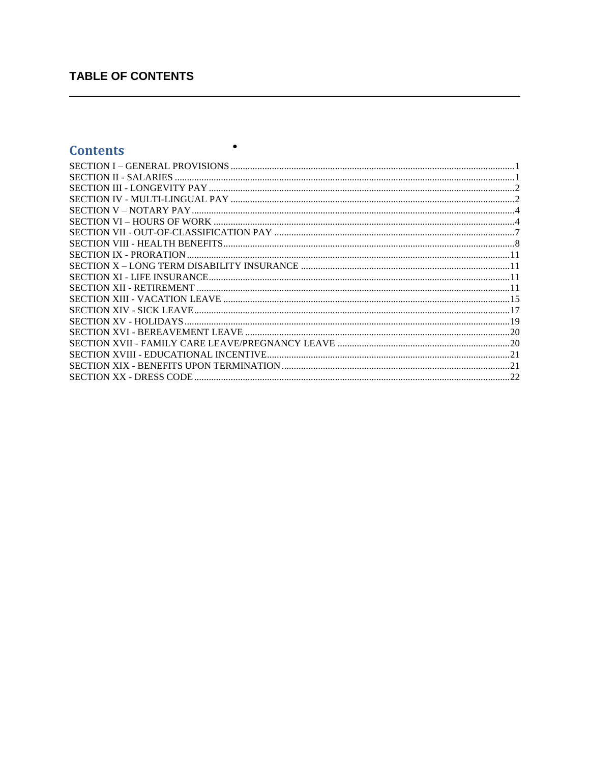# TABLE OF CONTENTS

## Contents

SECTION I – GENERAL PROVISIONS ........ 1
SECTION II - SALARIES ........ 1
SECTION III - LONGEVITY PAY ........ 2
SECTION IV - MULTI-LINGUAL PAY ........ 2
SECTION V – NOTARY PAY ........ 4
SECTION VI – HOURS OF WORK ........ 4
SECTION VII - OUT-OF-CLASSIFICATION PAY ........ 7
SECTION VIII - HEALTH BENEFITS ........ 8
SECTION IX - PRORATION ........ 11
SECTION X – LONG TERM DISABILITY INSURANCE ........ 11
SECTION XI - LIFE INSURANCE ........ 11
SECTION XII - RETIREMENT ........ 11
SECTION XIII - VACATION LEAVE ........ 15
SECTION XIV - SICK LEAVE ........ 17
SECTION XV - HOLIDAYS ........ 19
SECTION XVI - BEREAVEMENT LEAVE ........ 20
SECTION XVII - FAMILY CARE LEAVE/PREGNANCY LEAVE ........ 20
SECTION XVIII - EDUCATIONAL INCENTIVE ........ 21
SECTION XIX - BENEFITS UPON TERMINATION ........ 21
SECTION XX - DRESS CODE ........ 22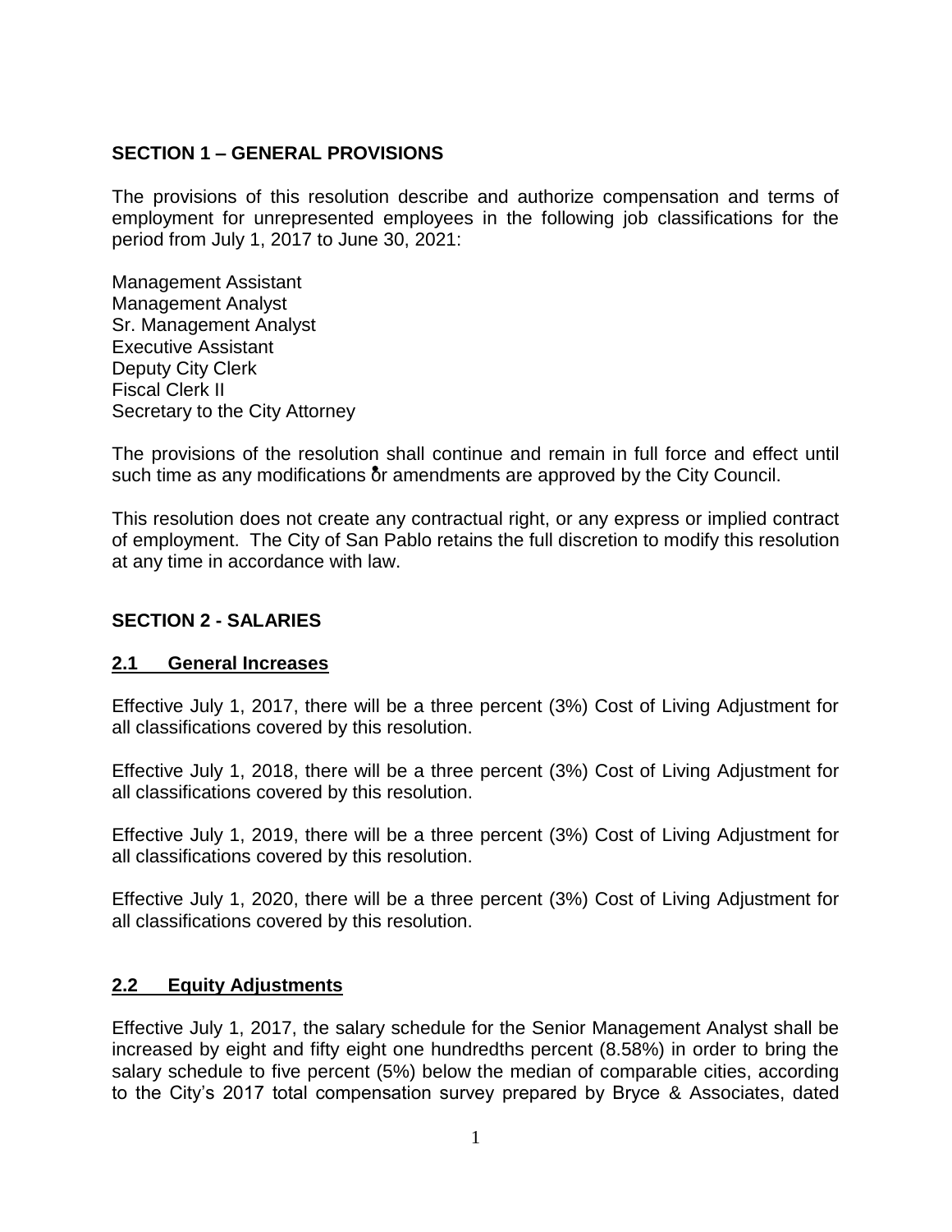## SECTION 1 – GENERAL PROVISIONS

The provisions of this resolution describe and authorize compensation and terms of employment for unrepresented employees in the following job classifications for the period from July 1, 2017 to June 30, 2021:

Management Assistant
Management Analyst
Sr. Management Analyst
Executive Assistant
Deputy City Clerk
Fiscal Clerk II
Secretary to the City Attorney

The provisions of the resolution shall continue and remain in full force and effect until such time as any modifications or amendments are approved by the City Council.

This resolution does not create any contractual right, or any express or implied contract of employment. The City of San Pablo retains the full discretion to modify this resolution at any time in accordance with law.

## SECTION 2 - SALARIES

### 2.1 General Increases

Effective July 1, 2017, there will be a three percent (3%) Cost of Living Adjustment for all classifications covered by this resolution.

Effective July 1, 2018, there will be a three percent (3%) Cost of Living Adjustment for all classifications covered by this resolution.

Effective July 1, 2019, there will be a three percent (3%) Cost of Living Adjustment for all classifications covered by this resolution.

Effective July 1, 2020, there will be a three percent (3%) Cost of Living Adjustment for all classifications covered by this resolution.

### 2.2 Equity Adjustments

Effective July 1, 2017, the salary schedule for the Senior Management Analyst shall be increased by eight and fifty eight one hundredths percent (8.58%) in order to bring the salary schedule to five percent (5%) below the median of comparable cities, according to the City's 2017 total compensation survey prepared by Bryce & Associates, dated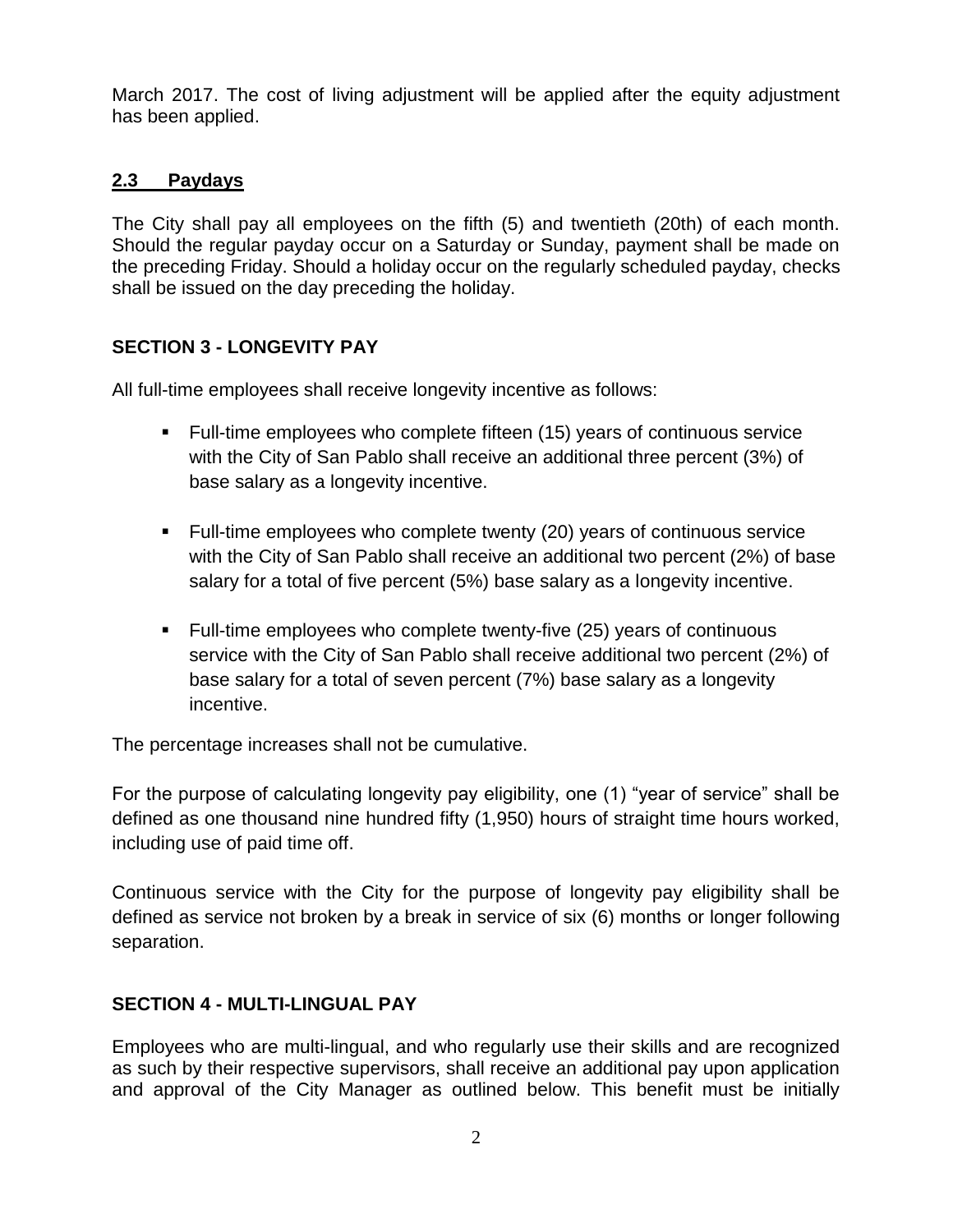March 2017. The cost of living adjustment will be applied after the equity adjustment has been applied.

### 2.3 Paydays

The City shall pay all employees on the fifth (5) and twentieth (20th) of each month. Should the regular payday occur on a Saturday or Sunday, payment shall be made on the preceding Friday. Should a holiday occur on the regularly scheduled payday, checks shall be issued on the day preceding the holiday.

## SECTION 3 - LONGEVITY PAY

All full-time employees shall receive longevity incentive as follows:

- Full-time employees who complete fifteen (15) years of continuous service with the City of San Pablo shall receive an additional three percent (3%) of base salary as a longevity incentive.
- Full-time employees who complete twenty (20) years of continuous service with the City of San Pablo shall receive an additional two percent (2%) of base salary for a total of five percent (5%) base salary as a longevity incentive.
- Full-time employees who complete twenty-five (25) years of continuous service with the City of San Pablo shall receive additional two percent (2%) of base salary for a total of seven percent (7%) base salary as a longevity incentive.

The percentage increases shall not be cumulative.

For the purpose of calculating longevity pay eligibility, one (1) "year of service" shall be defined as one thousand nine hundred fifty (1,950) hours of straight time hours worked, including use of paid time off.

Continuous service with the City for the purpose of longevity pay eligibility shall be defined as service not broken by a break in service of six (6) months or longer following separation.

## SECTION 4 - MULTI-LINGUAL PAY

Employees who are multi-lingual, and who regularly use their skills and are recognized as such by their respective supervisors, shall receive an additional pay upon application and approval of the City Manager as outlined below. This benefit must be initially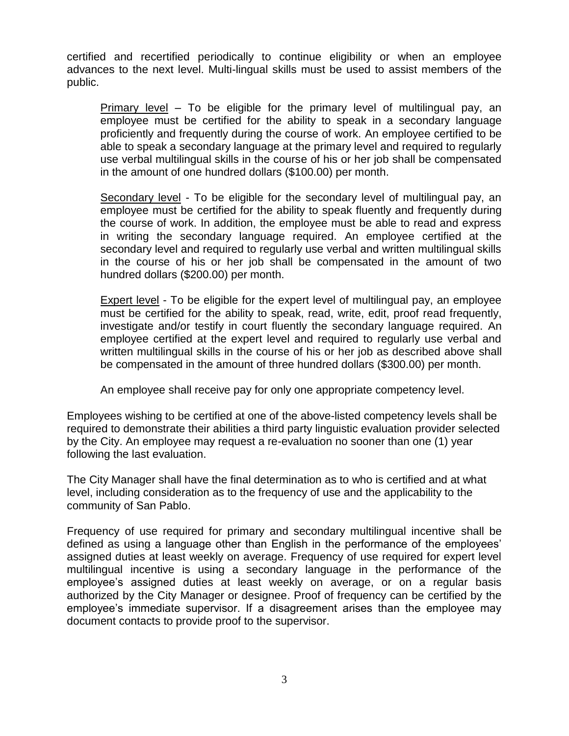certified and recertified periodically to continue eligibility or when an employee advances to the next level. Multi-lingual skills must be used to assist members of the public.

<u>Primary level</u> – To be eligible for the primary level of multilingual pay, an employee must be certified for the ability to speak in a secondary language proficiently and frequently during the course of work. An employee certified to be able to speak a secondary language at the primary level and required to regularly use verbal multilingual skills in the course of his or her job shall be compensated in the amount of one hundred dollars ($100.00) per month.

<u>Secondary level</u> - To be eligible for the secondary level of multilingual pay, an employee must be certified for the ability to speak fluently and frequently during the course of work. In addition, the employee must be able to read and express in writing the secondary language required. An employee certified at the secondary level and required to regularly use verbal and written multilingual skills in the course of his or her job shall be compensated in the amount of two hundred dollars ($200.00) per month.

<u>Expert level</u> - To be eligible for the expert level of multilingual pay, an employee must be certified for the ability to speak, read, write, edit, proof read frequently, investigate and/or testify in court fluently the secondary language required. An employee certified at the expert level and required to regularly use verbal and written multilingual skills in the course of his or her job as described above shall be compensated in the amount of three hundred dollars ($300.00) per month.

An employee shall receive pay for only one appropriate competency level.

Employees wishing to be certified at one of the above-listed competency levels shall be required to demonstrate their abilities a third party linguistic evaluation provider selected by the City. An employee may request a re-evaluation no sooner than one (1) year following the last evaluation.

The City Manager shall have the final determination as to who is certified and at what level, including consideration as to the frequency of use and the applicability to the community of San Pablo.

Frequency of use required for primary and secondary multilingual incentive shall be defined as using a language other than English in the performance of the employees' assigned duties at least weekly on average. Frequency of use required for expert level multilingual incentive is using a secondary language in the performance of the employee's assigned duties at least weekly on average, or on a regular basis authorized by the City Manager or designee. Proof of frequency can be certified by the employee's immediate supervisor. If a disagreement arises than the employee may document contacts to provide proof to the supervisor.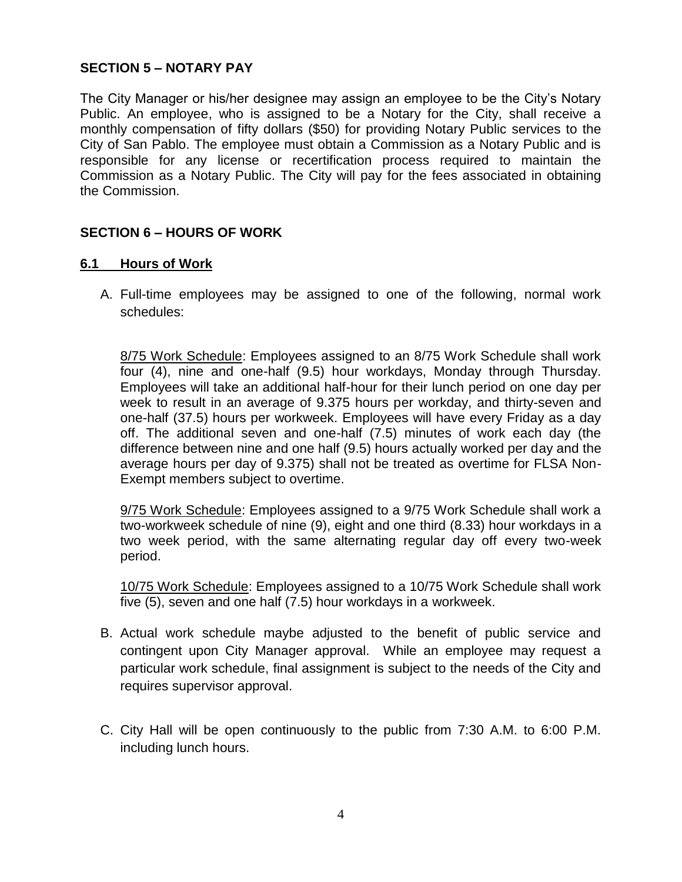## SECTION 5 – NOTARY PAY

The City Manager or his/her designee may assign an employee to be the City's Notary Public. An employee, who is assigned to be a Notary for the City, shall receive a monthly compensation of fifty dollars ($50) for providing Notary Public services to the City of San Pablo. The employee must obtain a Commission as a Notary Public and is responsible for any license or recertification process required to maintain the Commission as a Notary Public. The City will pay for the fees associated in obtaining the Commission.

## SECTION 6 – HOURS OF WORK

### 6.1 Hours of Work

A. Full-time employees may be assigned to one of the following, normal work schedules:

   8/75 Work Schedule: Employees assigned to an 8/75 Work Schedule shall work four (4), nine and one-half (9.5) hour workdays, Monday through Thursday. Employees will take an additional half-hour for their lunch period on one day per week to result in an average of 9.375 hours per workday, and thirty-seven and one-half (37.5) hours per workweek. Employees will have every Friday as a day off. The additional seven and one-half (7.5) minutes of work each day (the difference between nine and one half (9.5) hours actually worked per day and the average hours per day of 9.375) shall not be treated as overtime for FLSA Non-Exempt members subject to overtime.

   9/75 Work Schedule: Employees assigned to a 9/75 Work Schedule shall work a two-workweek schedule of nine (9), eight and one third (8.33) hour workdays in a two week period, with the same alternating regular day off every two-week period.

   10/75 Work Schedule: Employees assigned to a 10/75 Work Schedule shall work five (5), seven and one half (7.5) hour workdays in a workweek.

B. Actual work schedule maybe adjusted to the benefit of public service and contingent upon City Manager approval. While an employee may request a particular work schedule, final assignment is subject to the needs of the City and requires supervisor approval.

C. City Hall will be open continuously to the public from 7:30 A.M. to 6:00 P.M. including lunch hours.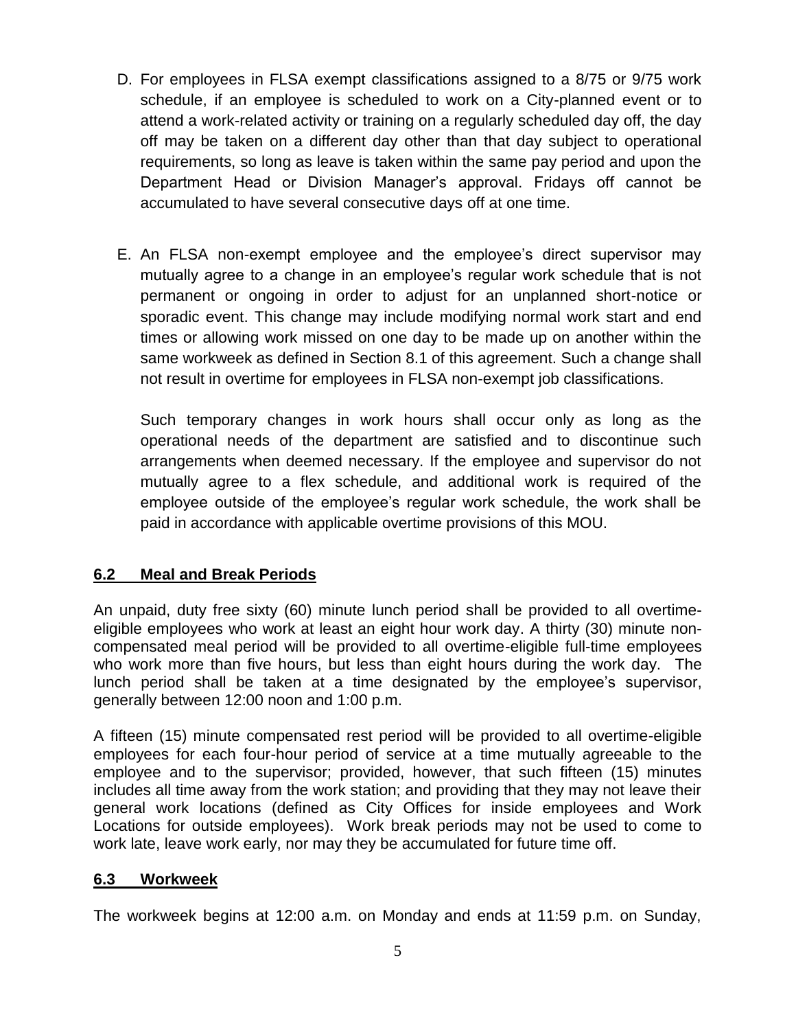D. For employees in FLSA exempt classifications assigned to a 8/75 or 9/75 work schedule, if an employee is scheduled to work on a City-planned event or to attend a work-related activity or training on a regularly scheduled day off, the day off may be taken on a different day other than that day subject to operational requirements, so long as leave is taken within the same pay period and upon the Department Head or Division Manager's approval. Fridays off cannot be accumulated to have several consecutive days off at one time.

E. An FLSA non-exempt employee and the employee's direct supervisor may mutually agree to a change in an employee's regular work schedule that is not permanent or ongoing in order to adjust for an unplanned short-notice or sporadic event. This change may include modifying normal work start and end times or allowing work missed on one day to be made up on another within the same workweek as defined in Section 8.1 of this agreement. Such a change shall not result in overtime for employees in FLSA non-exempt job classifications.

   Such temporary changes in work hours shall occur only as long as the operational needs of the department are satisfied and to discontinue such arrangements when deemed necessary. If the employee and supervisor do not mutually agree to a flex schedule, and additional work is required of the employee outside of the employee's regular work schedule, the work shall be paid in accordance with applicable overtime provisions of this MOU.

## 6.2 Meal and Break Periods

An unpaid, duty free sixty (60) minute lunch period shall be provided to all overtime-eligible employees who work at least an eight hour work day. A thirty (30) minute non-compensated meal period will be provided to all overtime-eligible full-time employees who work more than five hours, but less than eight hours during the work day. The lunch period shall be taken at a time designated by the employee's supervisor, generally between 12:00 noon and 1:00 p.m.

A fifteen (15) minute compensated rest period will be provided to all overtime-eligible employees for each four-hour period of service at a time mutually agreeable to the employee and to the supervisor; provided, however, that such fifteen (15) minutes includes all time away from the work station; and providing that they may not leave their general work locations (defined as City Offices for inside employees and Work Locations for outside employees). Work break periods may not be used to come to work late, leave work early, nor may they be accumulated for future time off.

## 6.3 Workweek

The workweek begins at 12:00 a.m. on Monday and ends at 11:59 p.m. on Sunday,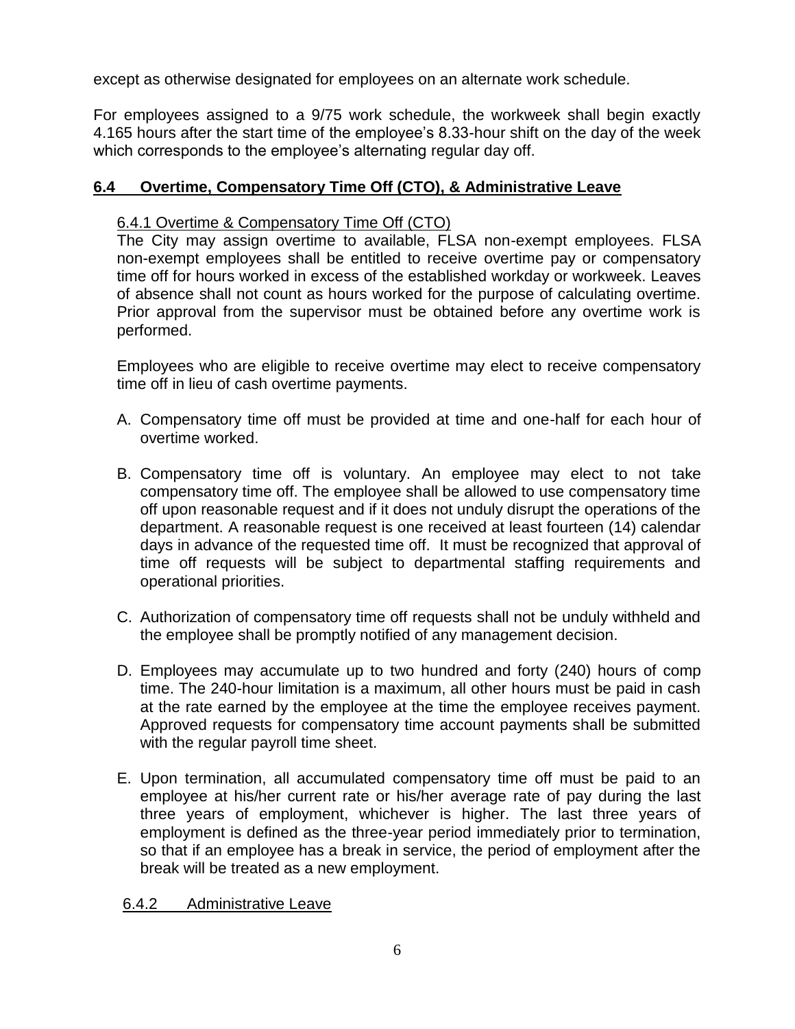except as otherwise designated for employees on an alternate work schedule.

For employees assigned to a 9/75 work schedule, the workweek shall begin exactly 4.165 hours after the start time of the employee's 8.33-hour shift on the day of the week which corresponds to the employee's alternating regular day off.

## 6.4 Overtime, Compensatory Time Off (CTO), & Administrative Leave

### 6.4.1 Overtime & Compensatory Time Off (CTO)

The City may assign overtime to available, FLSA non-exempt employees. FLSA non-exempt employees shall be entitled to receive overtime pay or compensatory time off for hours worked in excess of the established workday or workweek. Leaves of absence shall not count as hours worked for the purpose of calculating overtime. Prior approval from the supervisor must be obtained before any overtime work is performed.

Employees who are eligible to receive overtime may elect to receive compensatory time off in lieu of cash overtime payments.

A. Compensatory time off must be provided at time and one-half for each hour of overtime worked.

B. Compensatory time off is voluntary. An employee may elect to not take compensatory time off. The employee shall be allowed to use compensatory time off upon reasonable request and if it does not unduly disrupt the operations of the department. A reasonable request is one received at least fourteen (14) calendar days in advance of the requested time off. It must be recognized that approval of time off requests will be subject to departmental staffing requirements and operational priorities.

C. Authorization of compensatory time off requests shall not be unduly withheld and the employee shall be promptly notified of any management decision.

D. Employees may accumulate up to two hundred and forty (240) hours of comp time. The 240-hour limitation is a maximum, all other hours must be paid in cash at the rate earned by the employee at the time the employee receives payment. Approved requests for compensatory time account payments shall be submitted with the regular payroll time sheet.

E. Upon termination, all accumulated compensatory time off must be paid to an employee at his/her current rate or his/her average rate of pay during the last three years of employment, whichever is higher. The last three years of employment is defined as the three-year period immediately prior to termination, so that if an employee has a break in service, the period of employment after the break will be treated as a new employment.

### 6.4.2 Administrative Leave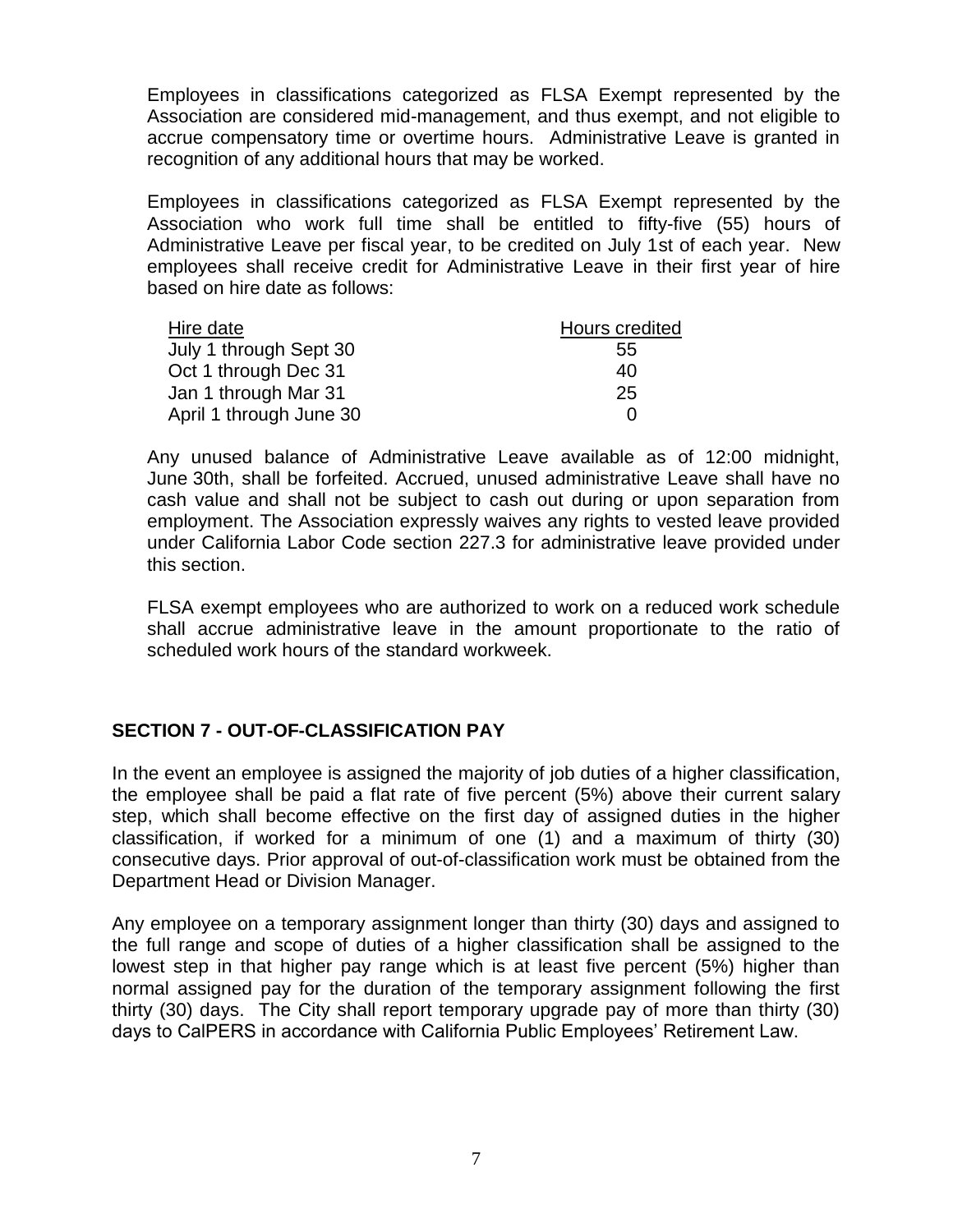Employees in classifications categorized as FLSA Exempt represented by the Association are considered mid-management, and thus exempt, and not eligible to accrue compensatory time or overtime hours. Administrative Leave is granted in recognition of any additional hours that may be worked.

Employees in classifications categorized as FLSA Exempt represented by the Association who work full time shall be entitled to fifty-five (55) hours of Administrative Leave per fiscal year, to be credited on July 1st of each year. New employees shall receive credit for Administrative Leave in their first year of hire based on hire date as follows:

| Hire date | Hours credited |
| --- | --- |
| July 1 through Sept 30 | 55 |
| Oct 1 through Dec 31 | 40 |
| Jan 1 through Mar 31 | 25 |
| April 1 through June 30 | 0 |

Any unused balance of Administrative Leave available as of 12:00 midnight, June 30th, shall be forfeited. Accrued, unused administrative Leave shall have no cash value and shall not be subject to cash out during or upon separation from employment. The Association expressly waives any rights to vested leave provided under California Labor Code section 227.3 for administrative leave provided under this section.

FLSA exempt employees who are authorized to work on a reduced work schedule shall accrue administrative leave in the amount proportionate to the ratio of scheduled work hours of the standard workweek.

## SECTION 7 - OUT-OF-CLASSIFICATION PAY

In the event an employee is assigned the majority of job duties of a higher classification, the employee shall be paid a flat rate of five percent (5%) above their current salary step, which shall become effective on the first day of assigned duties in the higher classification, if worked for a minimum of one (1) and a maximum of thirty (30) consecutive days. Prior approval of out-of-classification work must be obtained from the Department Head or Division Manager.

Any employee on a temporary assignment longer than thirty (30) days and assigned to the full range and scope of duties of a higher classification shall be assigned to the lowest step in that higher pay range which is at least five percent (5%) higher than normal assigned pay for the duration of the temporary assignment following the first thirty (30) days. The City shall report temporary upgrade pay of more than thirty (30) days to CalPERS in accordance with California Public Employees' Retirement Law.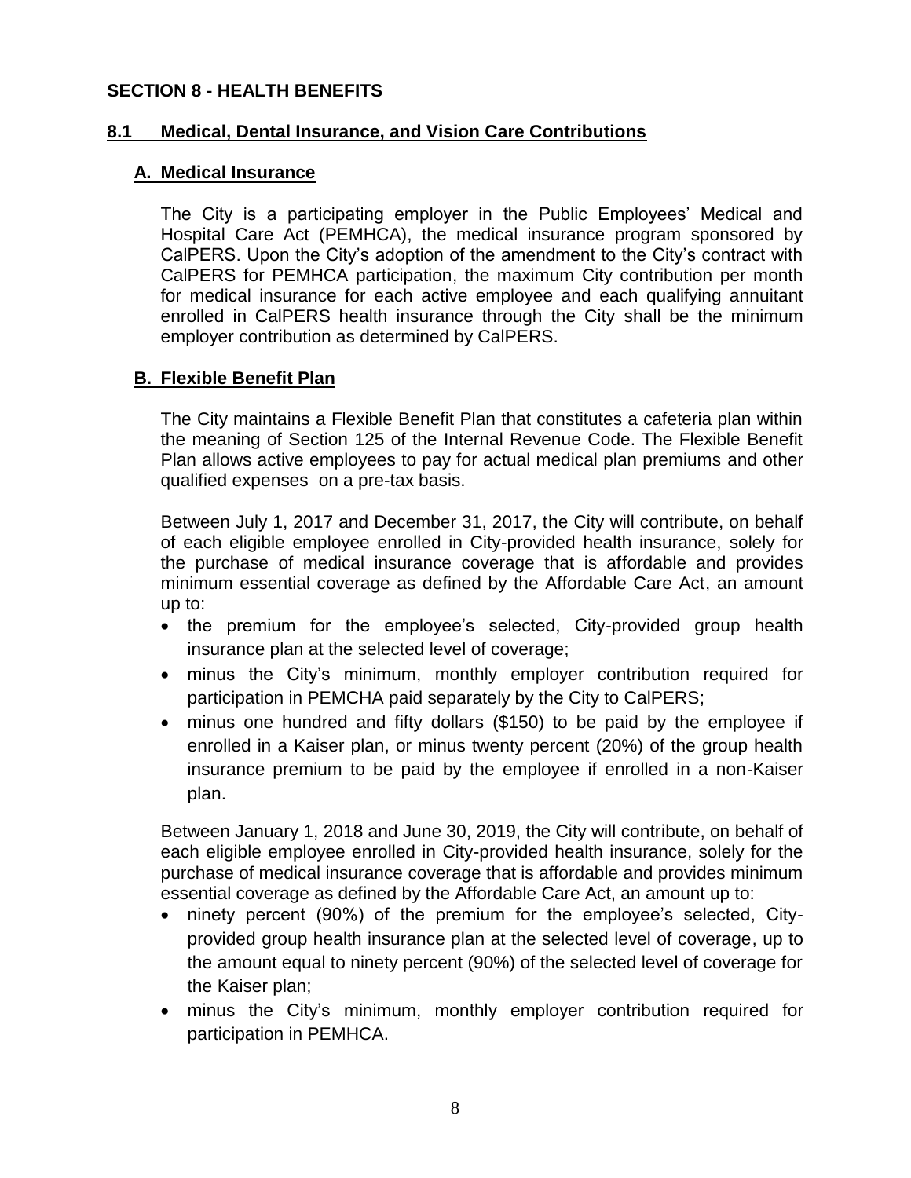## SECTION 8 - HEALTH BENEFITS

### 8.1 Medical, Dental Insurance, and Vision Care Contributions

#### A. Medical Insurance

The City is a participating employer in the Public Employees' Medical and Hospital Care Act (PEMHCA), the medical insurance program sponsored by CalPERS. Upon the City's adoption of the amendment to the City's contract with CalPERS for PEMHCA participation, the maximum City contribution per month for medical insurance for each active employee and each qualifying annuitant enrolled in CalPERS health insurance through the City shall be the minimum employer contribution as determined by CalPERS.

#### B. Flexible Benefit Plan

The City maintains a Flexible Benefit Plan that constitutes a cafeteria plan within the meaning of Section 125 of the Internal Revenue Code. The Flexible Benefit Plan allows active employees to pay for actual medical plan premiums and other qualified expenses on a pre-tax basis.

Between July 1, 2017 and December 31, 2017, the City will contribute, on behalf of each eligible employee enrolled in City-provided health insurance, solely for the purchase of medical insurance coverage that is affordable and provides minimum essential coverage as defined by the Affordable Care Act, an amount up to:

- the premium for the employee's selected, City-provided group health insurance plan at the selected level of coverage;
- minus the City's minimum, monthly employer contribution required for participation in PEMCHA paid separately by the City to CalPERS;
- minus one hundred and fifty dollars ($150) to be paid by the employee if enrolled in a Kaiser plan, or minus twenty percent (20%) of the group health insurance premium to be paid by the employee if enrolled in a non-Kaiser plan.

Between January 1, 2018 and June 30, 2019, the City will contribute, on behalf of each eligible employee enrolled in City-provided health insurance, solely for the purchase of medical insurance coverage that is affordable and provides minimum essential coverage as defined by the Affordable Care Act, an amount up to:

- ninety percent (90%) of the premium for the employee's selected, City-provided group health insurance plan at the selected level of coverage, up to the amount equal to ninety percent (90%) of the selected level of coverage for the Kaiser plan;
- minus the City's minimum, monthly employer contribution required for participation in PEMHCA.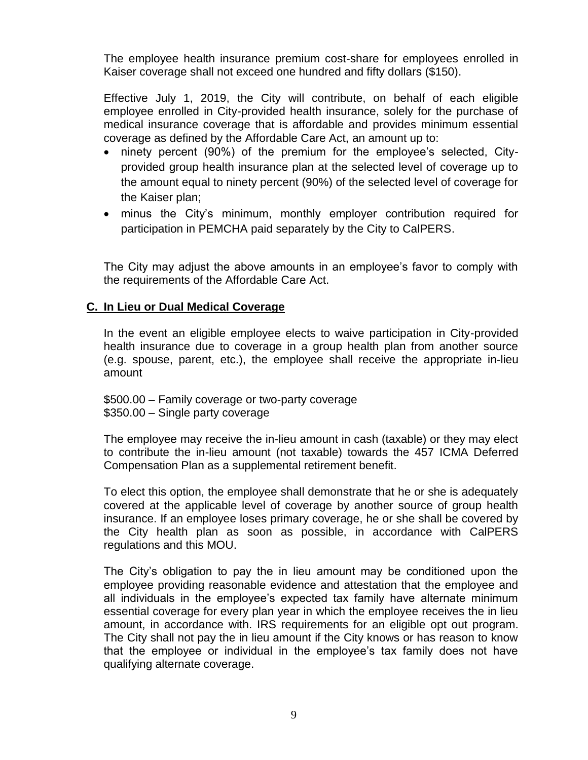The employee health insurance premium cost-share for employees enrolled in Kaiser coverage shall not exceed one hundred and fifty dollars ($150).

Effective July 1, 2019, the City will contribute, on behalf of each eligible employee enrolled in City-provided health insurance, solely for the purchase of medical insurance coverage that is affordable and provides minimum essential coverage as defined by the Affordable Care Act, an amount up to:

- ninety percent (90%) of the premium for the employee's selected, City-provided group health insurance plan at the selected level of coverage up to the amount equal to ninety percent (90%) of the selected level of coverage for the Kaiser plan;
- minus the City's minimum, monthly employer contribution required for participation in PEMCHA paid separately by the City to CalPERS.

The City may adjust the above amounts in an employee's favor to comply with the requirements of the Affordable Care Act.

## C. In Lieu or Dual Medical Coverage

In the event an eligible employee elects to waive participation in City-provided health insurance due to coverage in a group health plan from another source (e.g. spouse, parent, etc.), the employee shall receive the appropriate in-lieu amount

$500.00 – Family coverage or two-party coverage
$350.00 – Single party coverage

The employee may receive the in-lieu amount in cash (taxable) or they may elect to contribute the in-lieu amount (not taxable) towards the 457 ICMA Deferred Compensation Plan as a supplemental retirement benefit.

To elect this option, the employee shall demonstrate that he or she is adequately covered at the applicable level of coverage by another source of group health insurance. If an employee loses primary coverage, he or she shall be covered by the City health plan as soon as possible, in accordance with CalPERS regulations and this MOU.

The City's obligation to pay the in lieu amount may be conditioned upon the employee providing reasonable evidence and attestation that the employee and all individuals in the employee's expected tax family have alternate minimum essential coverage for every plan year in which the employee receives the in lieu amount, in accordance with. IRS requirements for an eligible opt out program. The City shall not pay the in lieu amount if the City knows or has reason to know that the employee or individual in the employee's tax family does not have qualifying alternate coverage.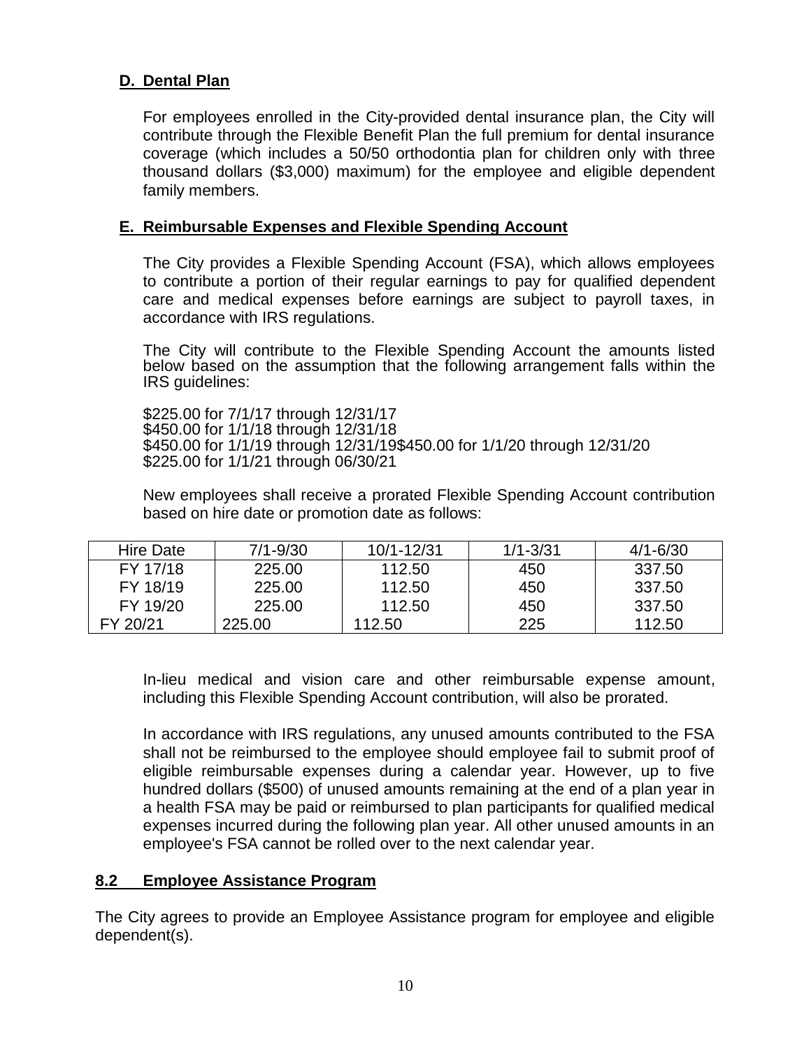### D. Dental Plan

For employees enrolled in the City-provided dental insurance plan, the City will contribute through the Flexible Benefit Plan the full premium for dental insurance coverage (which includes a 50/50 orthodontia plan for children only with three thousand dollars ($3,000) maximum) for the employee and eligible dependent family members.

### E. Reimbursable Expenses and Flexible Spending Account

The City provides a Flexible Spending Account (FSA), which allows employees to contribute a portion of their regular earnings to pay for qualified dependent care and medical expenses before earnings are subject to payroll taxes, in accordance with IRS regulations.

The City will contribute to the Flexible Spending Account the amounts listed below based on the assumption that the following arrangement falls within the IRS guidelines:

$225.00 for 7/1/17 through 12/31/17
$450.00 for 1/1/18 through 12/31/18
$450.00 for 1/1/19 through 12/31/19$450.00 for 1/1/20 through 12/31/20
$225.00 for 1/1/21 through 06/30/21

New employees shall receive a prorated Flexible Spending Account contribution based on hire date or promotion date as follows:

| Hire Date | 7/1-9/30 | 10/1-12/31 | 1/1-3/31 | 4/1-6/30 |
|---|---|---|---|---|
| FY 17/18 | 225.00 | 112.50 | 450 | 337.50 |
| FY 18/19 | 225.00 | 112.50 | 450 | 337.50 |
| FY 19/20 | 225.00 | 112.50 | 450 | 337.50 |
| FY 20/21 | 225.00 | 112.50 | 225 | 112.50 |

In-lieu medical and vision care and other reimbursable expense amount, including this Flexible Spending Account contribution, will also be prorated.

In accordance with IRS regulations, any unused amounts contributed to the FSA shall not be reimbursed to the employee should employee fail to submit proof of eligible reimbursable expenses during a calendar year. However, up to five hundred dollars ($500) of unused amounts remaining at the end of a plan year in a health FSA may be paid or reimbursed to plan participants for qualified medical expenses incurred during the following plan year. All other unused amounts in an employee's FSA cannot be rolled over to the next calendar year.

## 8.2 Employee Assistance Program

The City agrees to provide an Employee Assistance program for employee and eligible dependent(s).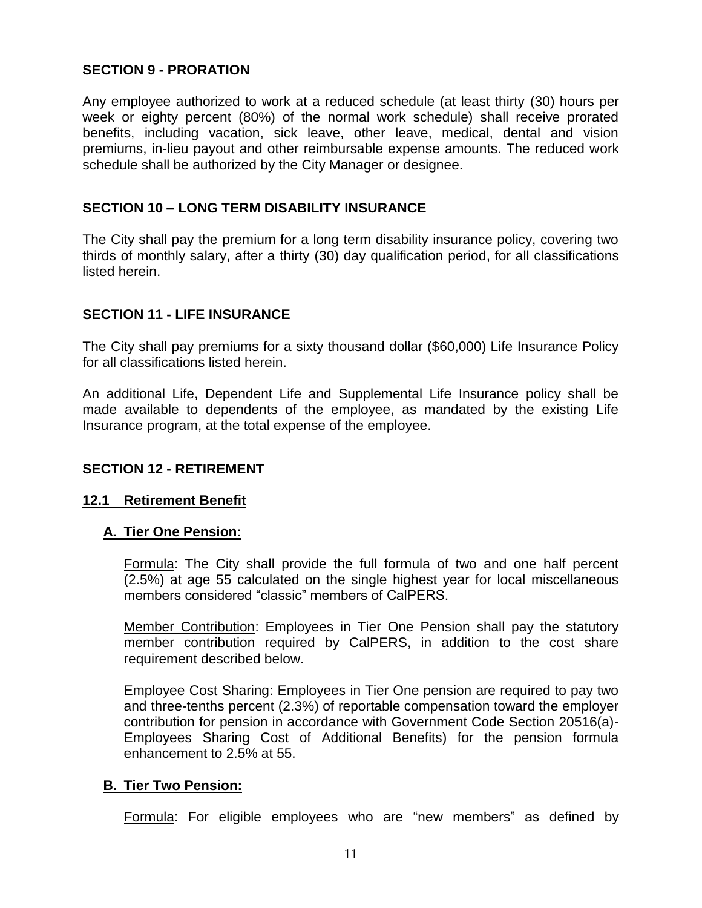## SECTION 9 - PRORATION

Any employee authorized to work at a reduced schedule (at least thirty (30) hours per week or eighty percent (80%) of the normal work schedule) shall receive prorated benefits, including vacation, sick leave, other leave, medical, dental and vision premiums, in-lieu payout and other reimbursable expense amounts. The reduced work schedule shall be authorized by the City Manager or designee.

## SECTION 10 – LONG TERM DISABILITY INSURANCE

The City shall pay the premium for a long term disability insurance policy, covering two thirds of monthly salary, after a thirty (30) day qualification period, for all classifications listed herein.

## SECTION 11 - LIFE INSURANCE

The City shall pay premiums for a sixty thousand dollar ($60,000) Life Insurance Policy for all classifications listed herein.

An additional Life, Dependent Life and Supplemental Life Insurance policy shall be made available to dependents of the employee, as mandated by the existing Life Insurance program, at the total expense of the employee.

## SECTION 12 - RETIREMENT

### 12.1 Retirement Benefit

#### A. Tier One Pension:

Formula: The City shall provide the full formula of two and one half percent (2.5%) at age 55 calculated on the single highest year for local miscellaneous members considered "classic" members of CalPERS.

Member Contribution: Employees in Tier One Pension shall pay the statutory member contribution required by CalPERS, in addition to the cost share requirement described below.

Employee Cost Sharing: Employees in Tier One pension are required to pay two and three-tenths percent (2.3%) of reportable compensation toward the employer contribution for pension in accordance with Government Code Section 20516(a)- Employees Sharing Cost of Additional Benefits) for the pension formula enhancement to 2.5% at 55.

#### B. Tier Two Pension:

Formula: For eligible employees who are "new members" as defined by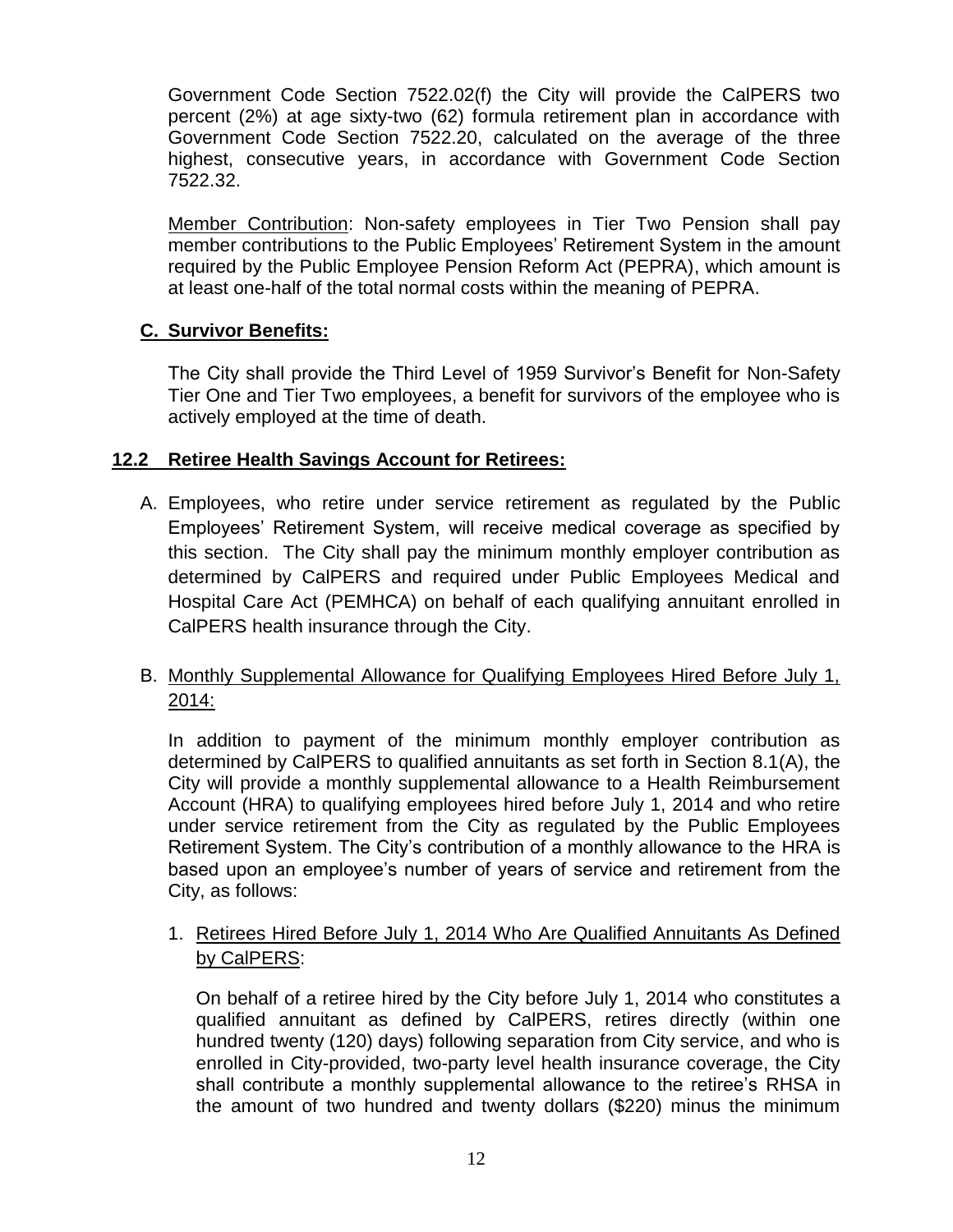Government Code Section 7522.02(f) the City will provide the CalPERS two percent (2%) at age sixty-two (62) formula retirement plan in accordance with Government Code Section 7522.20, calculated on the average of the three highest, consecutive years, in accordance with Government Code Section 7522.32.

Member Contribution: Non-safety employees in Tier Two Pension shall pay member contributions to the Public Employees' Retirement System in the amount required by the Public Employee Pension Reform Act (PEPRA), which amount is at least one-half of the total normal costs within the meaning of PEPRA.

**C. Survivor Benefits:**

The City shall provide the Third Level of 1959 Survivor's Benefit for Non-Safety Tier One and Tier Two employees, a benefit for survivors of the employee who is actively employed at the time of death.

## 12.2 Retiree Health Savings Account for Retirees:

A. Employees, who retire under service retirement as regulated by the Public Employees' Retirement System, will receive medical coverage as specified by this section. The City shall pay the minimum monthly employer contribution as determined by CalPERS and required under Public Employees Medical and Hospital Care Act (PEMHCA) on behalf of each qualifying annuitant enrolled in CalPERS health insurance through the City.

B. Monthly Supplemental Allowance for Qualifying Employees Hired Before July 1, 2014:

   In addition to payment of the minimum monthly employer contribution as determined by CalPERS to qualified annuitants as set forth in Section 8.1(A), the City will provide a monthly supplemental allowance to a Health Reimbursement Account (HRA) to qualifying employees hired before July 1, 2014 and who retire under service retirement from the City as regulated by the Public Employees Retirement System. The City's contribution of a monthly allowance to the HRA is based upon an employee's number of years of service and retirement from the City, as follows:

   1. Retirees Hired Before July 1, 2014 Who Are Qualified Annuitants As Defined by CalPERS:

      On behalf of a retiree hired by the City before July 1, 2014 who constitutes a qualified annuitant as defined by CalPERS, retires directly (within one hundred twenty (120) days) following separation from City service, and who is enrolled in City-provided, two-party level health insurance coverage, the City shall contribute a monthly supplemental allowance to the retiree's RHSA in the amount of two hundred and twenty dollars ($220) minus the minimum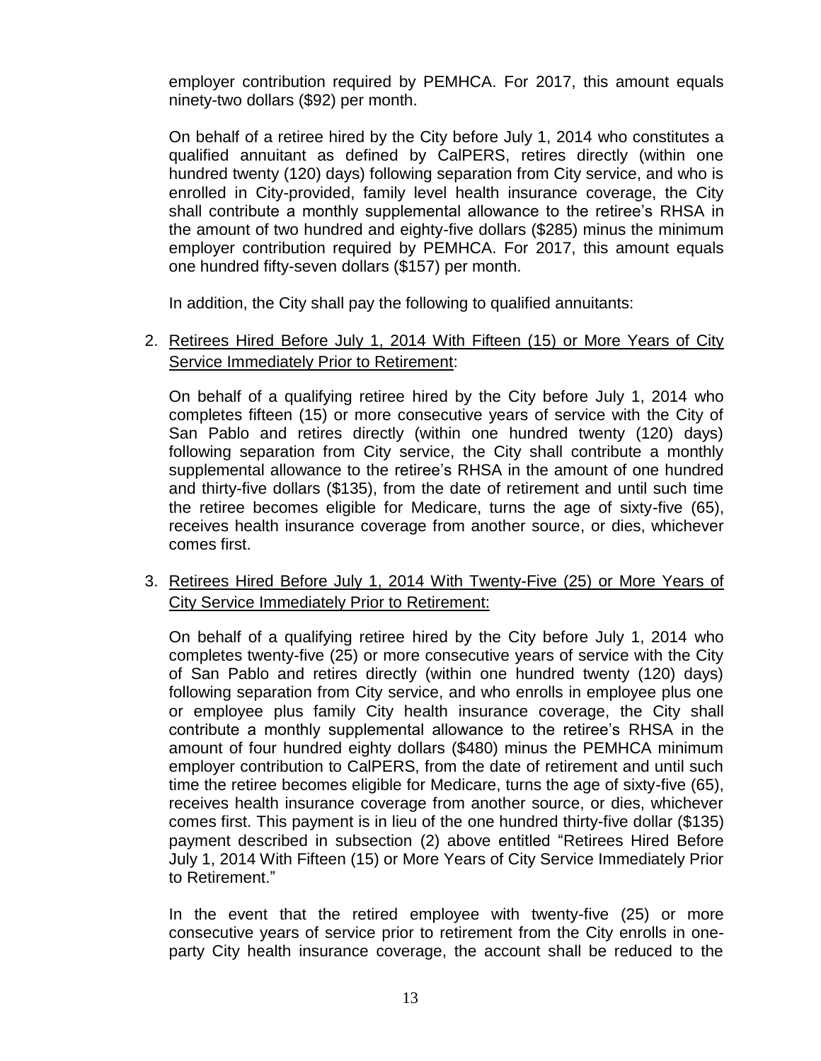employer contribution required by PEMHCA. For 2017, this amount equals ninety-two dollars ($92) per month.

On behalf of a retiree hired by the City before July 1, 2014 who constitutes a qualified annuitant as defined by CalPERS, retires directly (within one hundred twenty (120) days) following separation from City service, and who is enrolled in City-provided, family level health insurance coverage, the City shall contribute a monthly supplemental allowance to the retiree's RHSA in the amount of two hundred and eighty-five dollars ($285) minus the minimum employer contribution required by PEMHCA. For 2017, this amount equals one hundred fifty-seven dollars ($157) per month.

In addition, the City shall pay the following to qualified annuitants:

2. <u>Retirees Hired Before July 1, 2014 With Fifteen (15) or More Years of City Service Immediately Prior to Retirement</u>:

   On behalf of a qualifying retiree hired by the City before July 1, 2014 who completes fifteen (15) or more consecutive years of service with the City of San Pablo and retires directly (within one hundred twenty (120) days) following separation from City service, the City shall contribute a monthly supplemental allowance to the retiree's RHSA in the amount of one hundred and thirty-five dollars ($135), from the date of retirement and until such time the retiree becomes eligible for Medicare, turns the age of sixty-five (65), receives health insurance coverage from another source, or dies, whichever comes first.

3. <u>Retirees Hired Before July 1, 2014 With Twenty-Five (25) or More Years of City Service Immediately Prior to Retirement:</u>

   On behalf of a qualifying retiree hired by the City before July 1, 2014 who completes twenty-five (25) or more consecutive years of service with the City of San Pablo and retires directly (within one hundred twenty (120) days) following separation from City service, and who enrolls in employee plus one or employee plus family City health insurance coverage, the City shall contribute a monthly supplemental allowance to the retiree's RHSA in the amount of four hundred eighty dollars ($480) minus the PEMHCA minimum employer contribution to CalPERS, from the date of retirement and until such time the retiree becomes eligible for Medicare, turns the age of sixty-five (65), receives health insurance coverage from another source, or dies, whichever comes first. This payment is in lieu of the one hundred thirty-five dollar ($135) payment described in subsection (2) above entitled "Retirees Hired Before July 1, 2014 With Fifteen (15) or More Years of City Service Immediately Prior to Retirement."

   In the event that the retired employee with twenty-five (25) or more consecutive years of service prior to retirement from the City enrolls in one-party City health insurance coverage, the account shall be reduced to the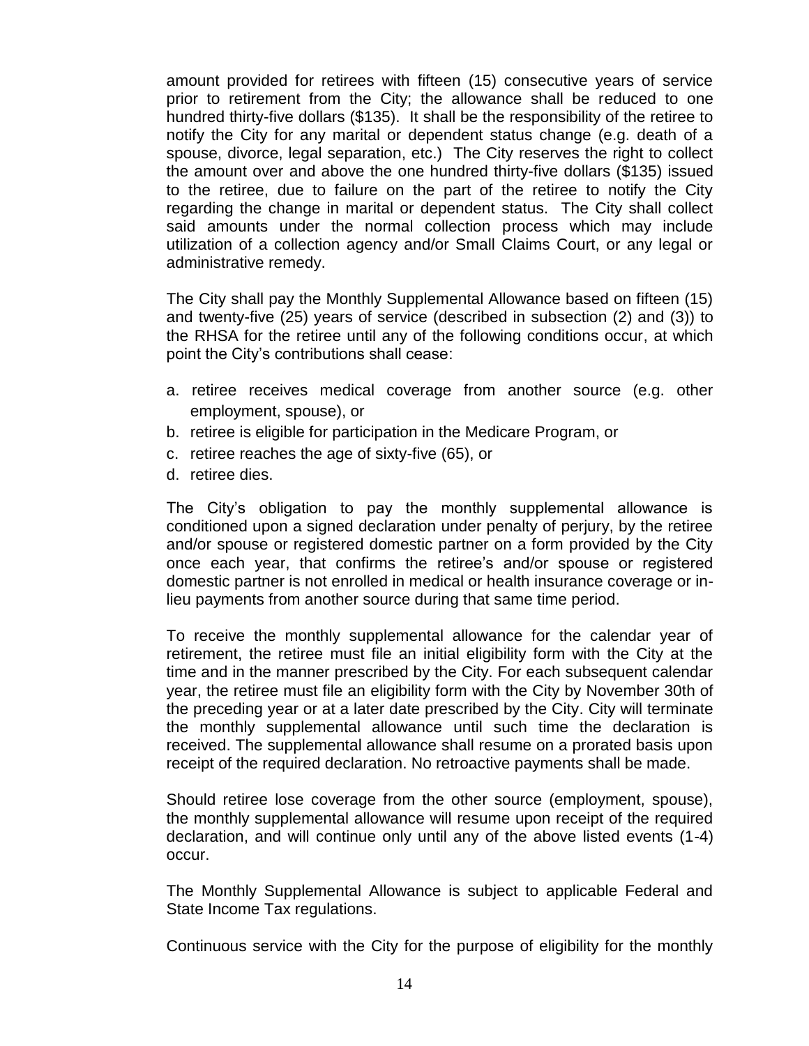amount provided for retirees with fifteen (15) consecutive years of service prior to retirement from the City; the allowance shall be reduced to one hundred thirty-five dollars ($135). It shall be the responsibility of the retiree to notify the City for any marital or dependent status change (e.g. death of a spouse, divorce, legal separation, etc.) The City reserves the right to collect the amount over and above the one hundred thirty-five dollars ($135) issued to the retiree, due to failure on the part of the retiree to notify the City regarding the change in marital or dependent status. The City shall collect said amounts under the normal collection process which may include utilization of a collection agency and/or Small Claims Court, or any legal or administrative remedy.

The City shall pay the Monthly Supplemental Allowance based on fifteen (15) and twenty-five (25) years of service (described in subsection (2) and (3)) to the RHSA for the retiree until any of the following conditions occur, at which point the City's contributions shall cease:

a. retiree receives medical coverage from another source (e.g. other employment, spouse), or
b. retiree is eligible for participation in the Medicare Program, or
c. retiree reaches the age of sixty-five (65), or
d. retiree dies.

The City's obligation to pay the monthly supplemental allowance is conditioned upon a signed declaration under penalty of perjury, by the retiree and/or spouse or registered domestic partner on a form provided by the City once each year, that confirms the retiree's and/or spouse or registered domestic partner is not enrolled in medical or health insurance coverage or in-lieu payments from another source during that same time period.

To receive the monthly supplemental allowance for the calendar year of retirement, the retiree must file an initial eligibility form with the City at the time and in the manner prescribed by the City. For each subsequent calendar year, the retiree must file an eligibility form with the City by November 30th of the preceding year or at a later date prescribed by the City. City will terminate the monthly supplemental allowance until such time the declaration is received. The supplemental allowance shall resume on a prorated basis upon receipt of the required declaration. No retroactive payments shall be made.

Should retiree lose coverage from the other source (employment, spouse), the monthly supplemental allowance will resume upon receipt of the required declaration, and will continue only until any of the above listed events (1-4) occur.

The Monthly Supplemental Allowance is subject to applicable Federal and State Income Tax regulations.

Continuous service with the City for the purpose of eligibility for the monthly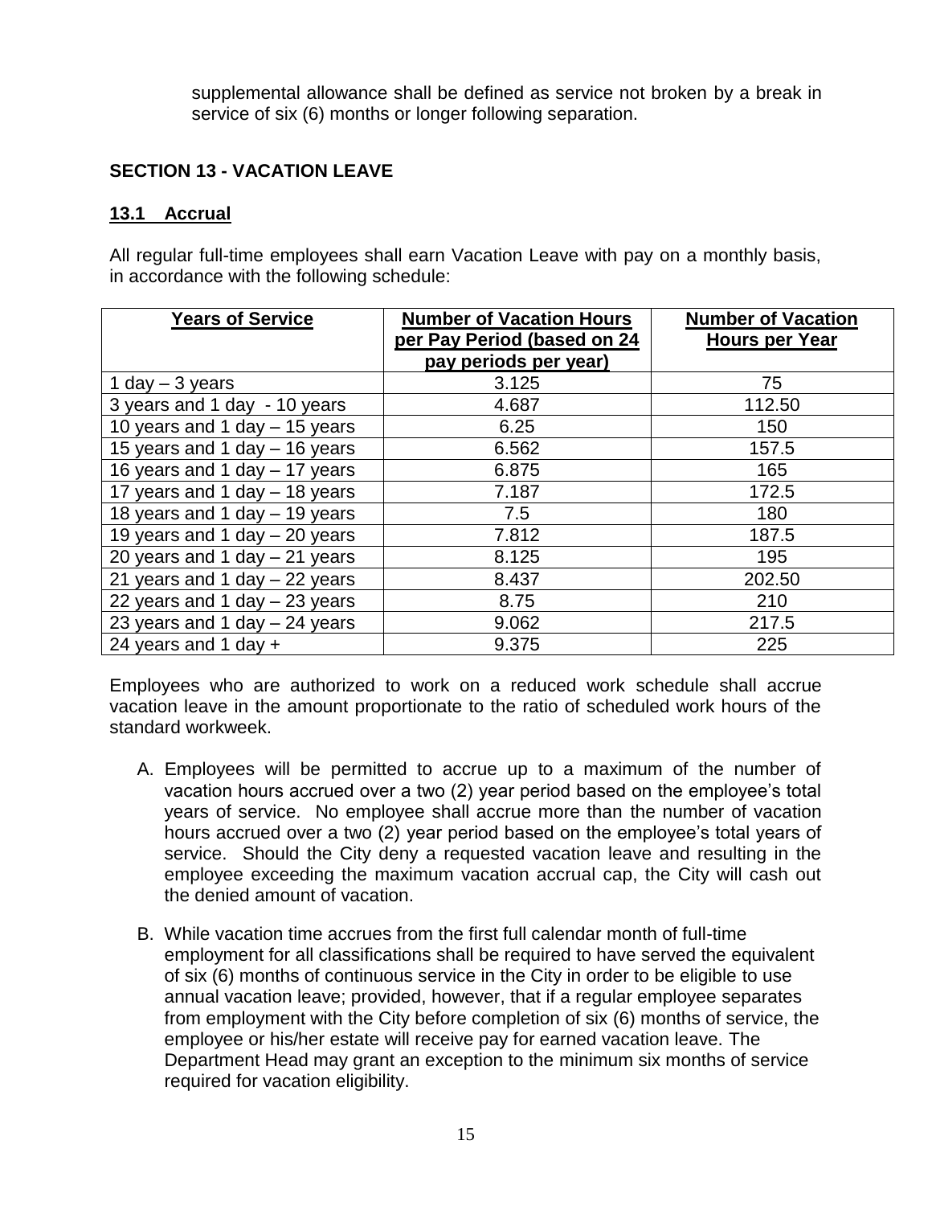supplemental allowance shall be defined as service not broken by a break in service of six (6) months or longer following separation.

## SECTION 13 - VACATION LEAVE

### 13.1 Accrual

All regular full-time employees shall earn Vacation Leave with pay on a monthly basis, in accordance with the following schedule:

| Years of Service | Number of Vacation Hours per Pay Period (based on 24 pay periods per year) | Number of Vacation Hours per Year |
|---|---|---|
| 1 day – 3 years | 3.125 | 75 |
| 3 years and 1 day - 10 years | 4.687 | 112.50 |
| 10 years and 1 day – 15 years | 6.25 | 150 |
| 15 years and 1 day – 16 years | 6.562 | 157.5 |
| 16 years and 1 day – 17 years | 6.875 | 165 |
| 17 years and 1 day – 18 years | 7.187 | 172.5 |
| 18 years and 1 day – 19 years | 7.5 | 180 |
| 19 years and 1 day – 20 years | 7.812 | 187.5 |
| 20 years and 1 day – 21 years | 8.125 | 195 |
| 21 years and 1 day – 22 years | 8.437 | 202.50 |
| 22 years and 1 day – 23 years | 8.75 | 210 |
| 23 years and 1 day – 24 years | 9.062 | 217.5 |
| 24 years and 1 day + | 9.375 | 225 |

Employees who are authorized to work on a reduced work schedule shall accrue vacation leave in the amount proportionate to the ratio of scheduled work hours of the standard workweek.

A. Employees will be permitted to accrue up to a maximum of the number of vacation hours accrued over a two (2) year period based on the employee's total years of service. No employee shall accrue more than the number of vacation hours accrued over a two (2) year period based on the employee's total years of service. Should the City deny a requested vacation leave and resulting in the employee exceeding the maximum vacation accrual cap, the City will cash out the denied amount of vacation.

B. While vacation time accrues from the first full calendar month of full-time employment for all classifications shall be required to have served the equivalent of six (6) months of continuous service in the City in order to be eligible to use annual vacation leave; provided, however, that if a regular employee separates from employment with the City before completion of six (6) months of service, the employee or his/her estate will receive pay for earned vacation leave. The Department Head may grant an exception to the minimum six months of service required for vacation eligibility.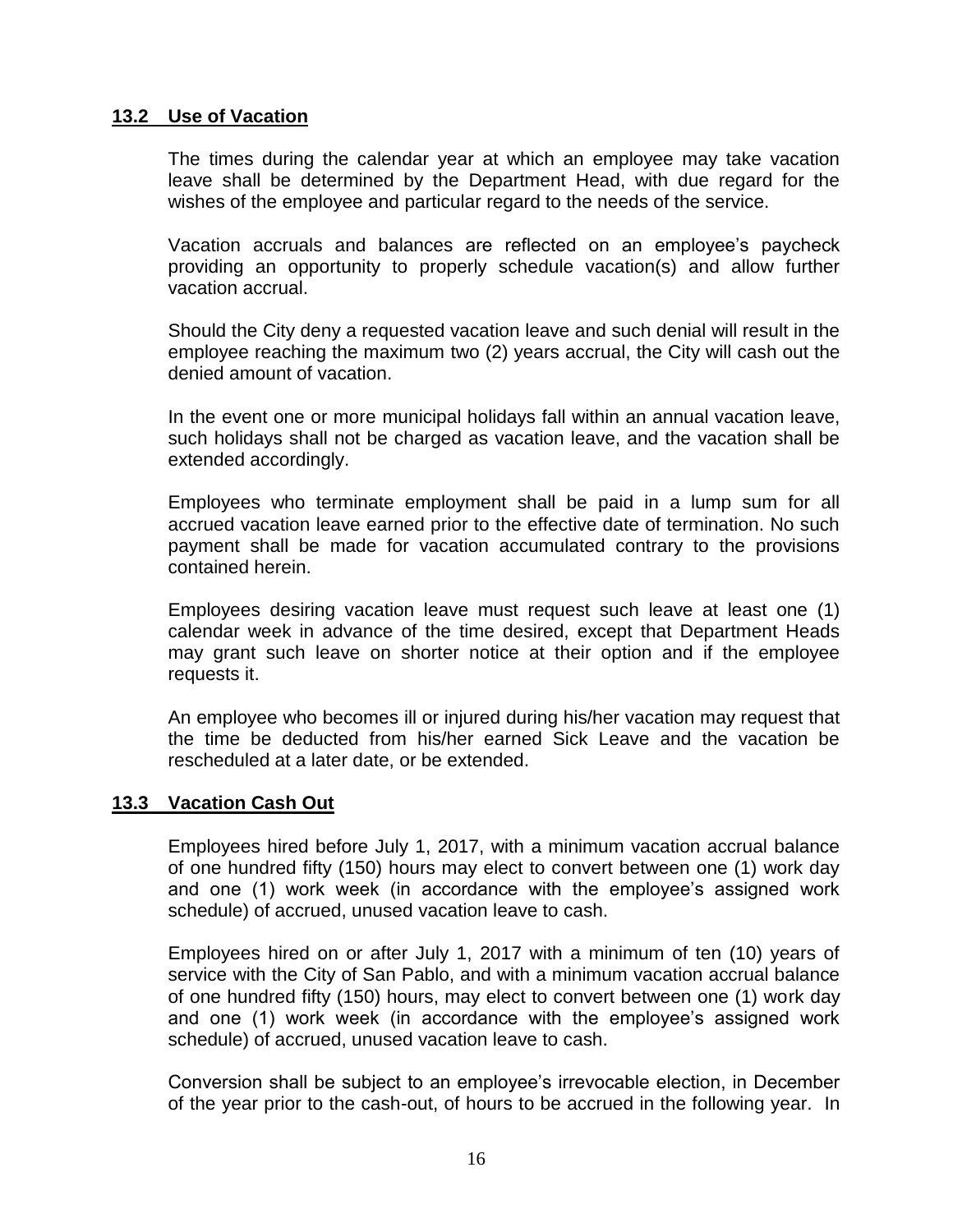### 13.2 Use of Vacation

The times during the calendar year at which an employee may take vacation leave shall be determined by the Department Head, with due regard for the wishes of the employee and particular regard to the needs of the service.

Vacation accruals and balances are reflected on an employee's paycheck providing an opportunity to properly schedule vacation(s) and allow further vacation accrual.

Should the City deny a requested vacation leave and such denial will result in the employee reaching the maximum two (2) years accrual, the City will cash out the denied amount of vacation.

In the event one or more municipal holidays fall within an annual vacation leave, such holidays shall not be charged as vacation leave, and the vacation shall be extended accordingly.

Employees who terminate employment shall be paid in a lump sum for all accrued vacation leave earned prior to the effective date of termination. No such payment shall be made for vacation accumulated contrary to the provisions contained herein.

Employees desiring vacation leave must request such leave at least one (1) calendar week in advance of the time desired, except that Department Heads may grant such leave on shorter notice at their option and if the employee requests it.

An employee who becomes ill or injured during his/her vacation may request that the time be deducted from his/her earned Sick Leave and the vacation be rescheduled at a later date, or be extended.

### 13.3 Vacation Cash Out

Employees hired before July 1, 2017, with a minimum vacation accrual balance of one hundred fifty (150) hours may elect to convert between one (1) work day and one (1) work week (in accordance with the employee's assigned work schedule) of accrued, unused vacation leave to cash.

Employees hired on or after July 1, 2017 with a minimum of ten (10) years of service with the City of San Pablo, and with a minimum vacation accrual balance of one hundred fifty (150) hours, may elect to convert between one (1) work day and one (1) work week (in accordance with the employee's assigned work schedule) of accrued, unused vacation leave to cash.

Conversion shall be subject to an employee's irrevocable election, in December of the year prior to the cash-out, of hours to be accrued in the following year. In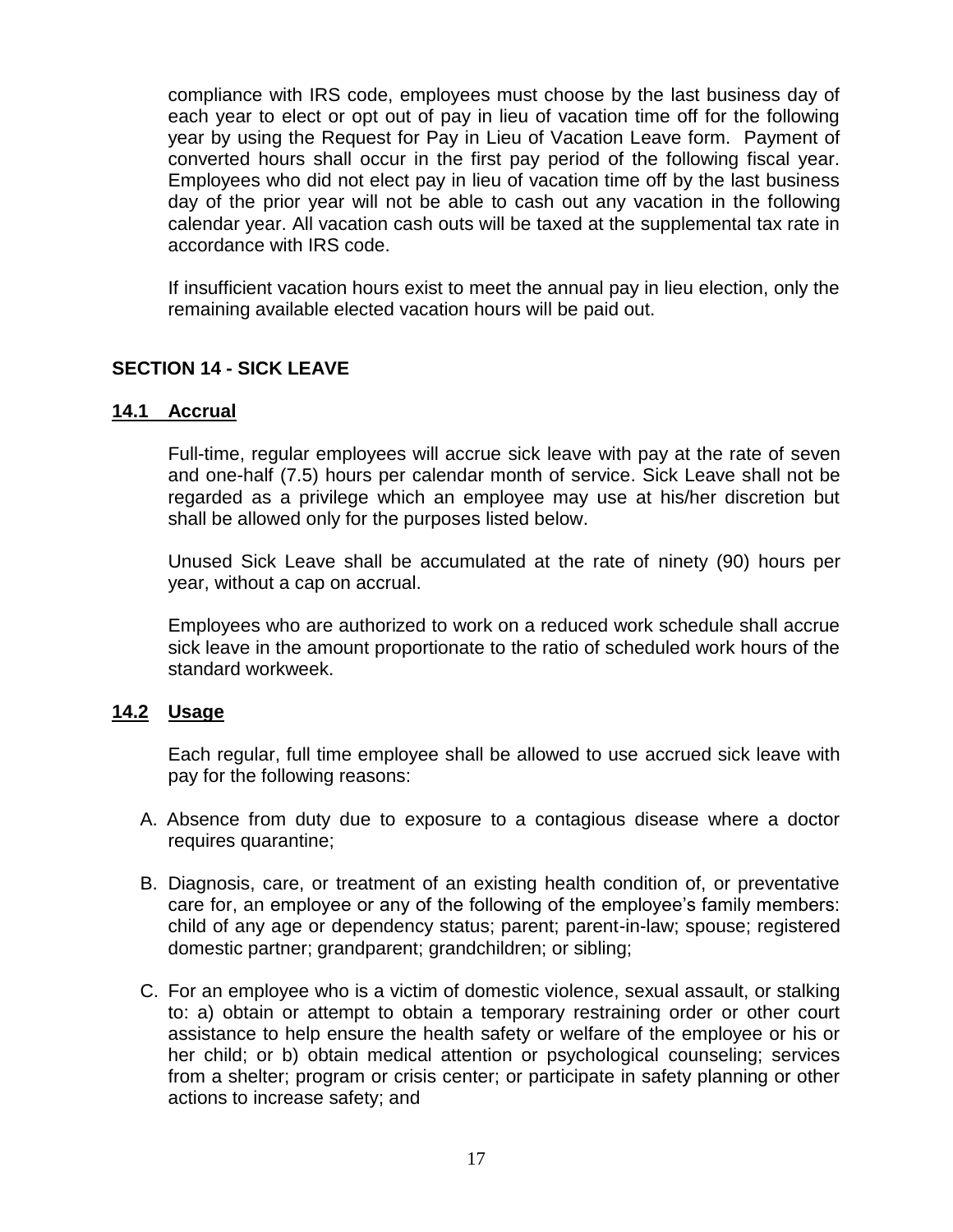compliance with IRS code, employees must choose by the last business day of each year to elect or opt out of pay in lieu of vacation time off for the following year by using the Request for Pay in Lieu of Vacation Leave form. Payment of converted hours shall occur in the first pay period of the following fiscal year. Employees who did not elect pay in lieu of vacation time off by the last business day of the prior year will not be able to cash out any vacation in the following calendar year. All vacation cash outs will be taxed at the supplemental tax rate in accordance with IRS code.

If insufficient vacation hours exist to meet the annual pay in lieu election, only the remaining available elected vacation hours will be paid out.

## SECTION 14 - SICK LEAVE

### 14.1 Accrual

Full-time, regular employees will accrue sick leave with pay at the rate of seven and one-half (7.5) hours per calendar month of service. Sick Leave shall not be regarded as a privilege which an employee may use at his/her discretion but shall be allowed only for the purposes listed below.

Unused Sick Leave shall be accumulated at the rate of ninety (90) hours per year, without a cap on accrual.

Employees who are authorized to work on a reduced work schedule shall accrue sick leave in the amount proportionate to the ratio of scheduled work hours of the standard workweek.

### 14.2 Usage

Each regular, full time employee shall be allowed to use accrued sick leave with pay for the following reasons:

A. Absence from duty due to exposure to a contagious disease where a doctor requires quarantine;

B. Diagnosis, care, or treatment of an existing health condition of, or preventative care for, an employee or any of the following of the employee's family members: child of any age or dependency status; parent; parent-in-law; spouse; registered domestic partner; grandparent; grandchildren; or sibling;

C. For an employee who is a victim of domestic violence, sexual assault, or stalking to: a) obtain or attempt to obtain a temporary restraining order or other court assistance to help ensure the health safety or welfare of the employee or his or her child; or b) obtain medical attention or psychological counseling; services from a shelter; program or crisis center; or participate in safety planning or other actions to increase safety; and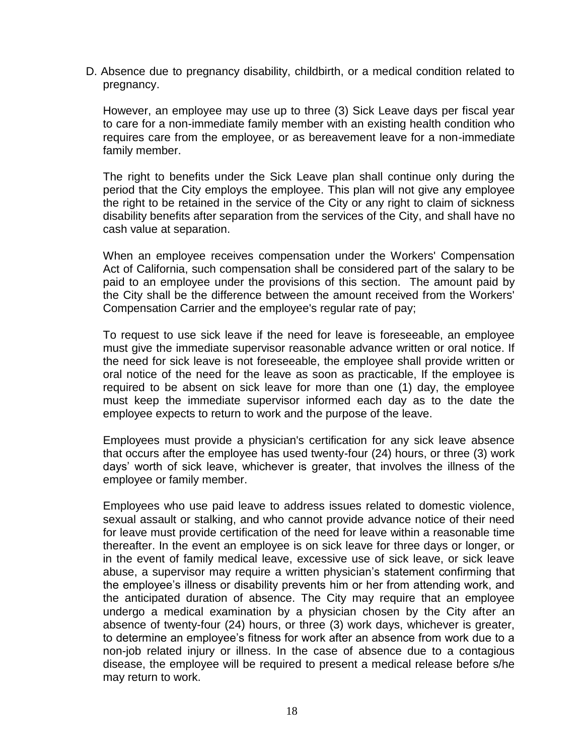D. Absence due to pregnancy disability, childbirth, or a medical condition related to pregnancy.

However, an employee may use up to three (3) Sick Leave days per fiscal year to care for a non-immediate family member with an existing health condition who requires care from the employee, or as bereavement leave for a non-immediate family member.

The right to benefits under the Sick Leave plan shall continue only during the period that the City employs the employee. This plan will not give any employee the right to be retained in the service of the City or any right to claim of sickness disability benefits after separation from the services of the City, and shall have no cash value at separation.

When an employee receives compensation under the Workers' Compensation Act of California, such compensation shall be considered part of the salary to be paid to an employee under the provisions of this section. The amount paid by the City shall be the difference between the amount received from the Workers' Compensation Carrier and the employee's regular rate of pay;

To request to use sick leave if the need for leave is foreseeable, an employee must give the immediate supervisor reasonable advance written or oral notice. If the need for sick leave is not foreseeable, the employee shall provide written or oral notice of the need for the leave as soon as practicable, If the employee is required to be absent on sick leave for more than one (1) day, the employee must keep the immediate supervisor informed each day as to the date the employee expects to return to work and the purpose of the leave.

Employees must provide a physician's certification for any sick leave absence that occurs after the employee has used twenty-four (24) hours, or three (3) work days' worth of sick leave, whichever is greater, that involves the illness of the employee or family member.

Employees who use paid leave to address issues related to domestic violence, sexual assault or stalking, and who cannot provide advance notice of their need for leave must provide certification of the need for leave within a reasonable time thereafter. In the event an employee is on sick leave for three days or longer, or in the event of family medical leave, excessive use of sick leave, or sick leave abuse, a supervisor may require a written physician's statement confirming that the employee's illness or disability prevents him or her from attending work, and the anticipated duration of absence. The City may require that an employee undergo a medical examination by a physician chosen by the City after an absence of twenty-four (24) hours, or three (3) work days, whichever is greater, to determine an employee's fitness for work after an absence from work due to a non-job related injury or illness. In the case of absence due to a contagious disease, the employee will be required to present a medical release before s/he may return to work.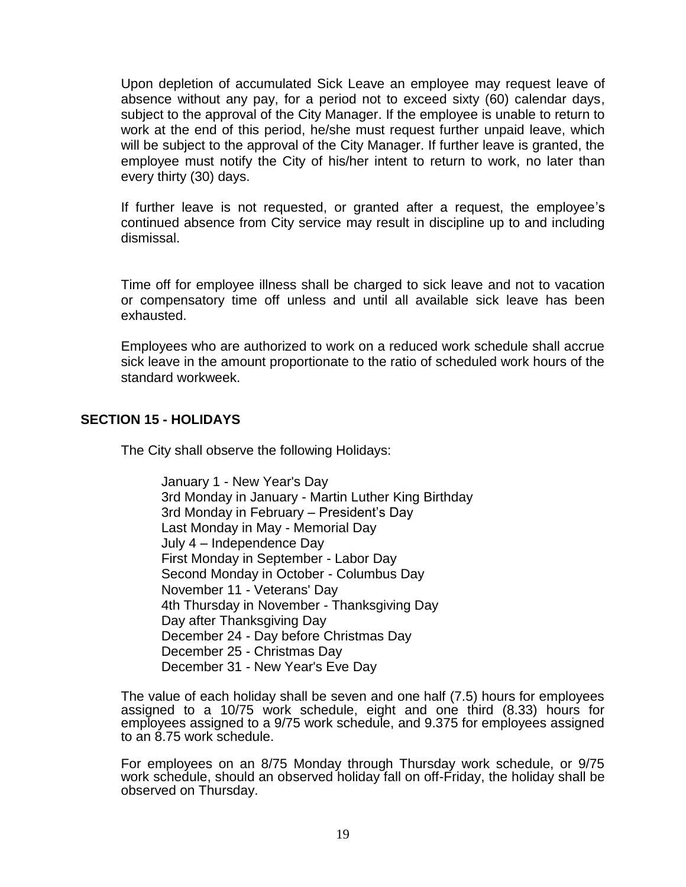Upon depletion of accumulated Sick Leave an employee may request leave of absence without any pay, for a period not to exceed sixty (60) calendar days, subject to the approval of the City Manager. If the employee is unable to return to work at the end of this period, he/she must request further unpaid leave, which will be subject to the approval of the City Manager. If further leave is granted, the employee must notify the City of his/her intent to return to work, no later than every thirty (30) days.

If further leave is not requested, or granted after a request, the employee's continued absence from City service may result in discipline up to and including dismissal.

Time off for employee illness shall be charged to sick leave and not to vacation or compensatory time off unless and until all available sick leave has been exhausted.

Employees who are authorized to work on a reduced work schedule shall accrue sick leave in the amount proportionate to the ratio of scheduled work hours of the standard workweek.

## SECTION 15 - HOLIDAYS

The City shall observe the following Holidays:

January 1 - New Year's Day
3rd Monday in January - Martin Luther King Birthday
3rd Monday in February – President's Day
Last Monday in May - Memorial Day
July 4 – Independence Day
First Monday in September - Labor Day
Second Monday in October - Columbus Day
November 11 - Veterans' Day
4th Thursday in November - Thanksgiving Day
Day after Thanksgiving Day
December 24 - Day before Christmas Day
December 25 - Christmas Day
December 31 - New Year's Eve Day

The value of each holiday shall be seven and one half (7.5) hours for employees assigned to a 10/75 work schedule, eight and one third (8.33) hours for employees assigned to a 9/75 work schedule, and 9.375 for employees assigned to an 8.75 work schedule.

For employees on an 8/75 Monday through Thursday work schedule, or 9/75 work schedule, should an observed holiday fall on off-Friday, the holiday shall be observed on Thursday.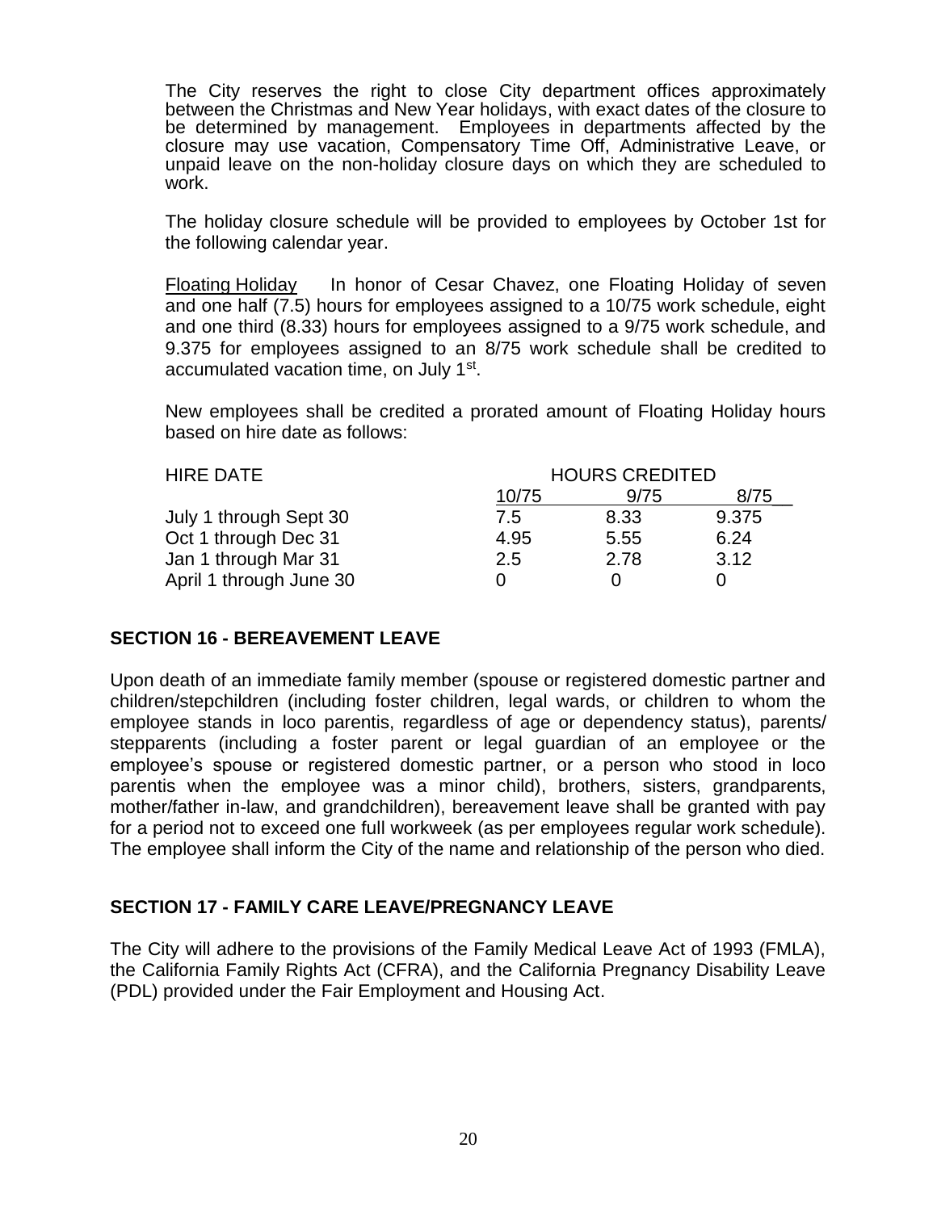The City reserves the right to close City department offices approximately between the Christmas and New Year holidays, with exact dates of the closure to be determined by management. Employees in departments affected by the closure may use vacation, Compensatory Time Off, Administrative Leave, or unpaid leave on the non-holiday closure days on which they are scheduled to work.

The holiday closure schedule will be provided to employees by October 1st for the following calendar year.

Floating Holiday In honor of Cesar Chavez, one Floating Holiday of seven and one half (7.5) hours for employees assigned to a 10/75 work schedule, eight and one third (8.33) hours for employees assigned to a 9/75 work schedule, and 9.375 for employees assigned to an 8/75 work schedule shall be credited to accumulated vacation time, on July 1st.

New employees shall be credited a prorated amount of Floating Holiday hours based on hire date as follows:

| HIRE DATE | HOURS CREDITED | | |
|---|---|---|---|
| | 10/75 | 9/75 | 8/75 |
| July 1 through Sept 30 | 7.5 | 8.33 | 9.375 |
| Oct 1 through Dec 31 | 4.95 | 5.55 | 6.24 |
| Jan 1 through Mar 31 | 2.5 | 2.78 | 3.12 |
| April 1 through June 30 | 0 | 0 | 0 |

## SECTION 16 - BEREAVEMENT LEAVE

Upon death of an immediate family member (spouse or registered domestic partner and children/stepchildren (including foster children, legal wards, or children to whom the employee stands in loco parentis, regardless of age or dependency status), parents/ stepparents (including a foster parent or legal guardian of an employee or the employee's spouse or registered domestic partner, or a person who stood in loco parentis when the employee was a minor child), brothers, sisters, grandparents, mother/father in-law, and grandchildren), bereavement leave shall be granted with pay for a period not to exceed one full workweek (as per employees regular work schedule). The employee shall inform the City of the name and relationship of the person who died.

## SECTION 17 - FAMILY CARE LEAVE/PREGNANCY LEAVE

The City will adhere to the provisions of the Family Medical Leave Act of 1993 (FMLA), the California Family Rights Act (CFRA), and the California Pregnancy Disability Leave (PDL) provided under the Fair Employment and Housing Act.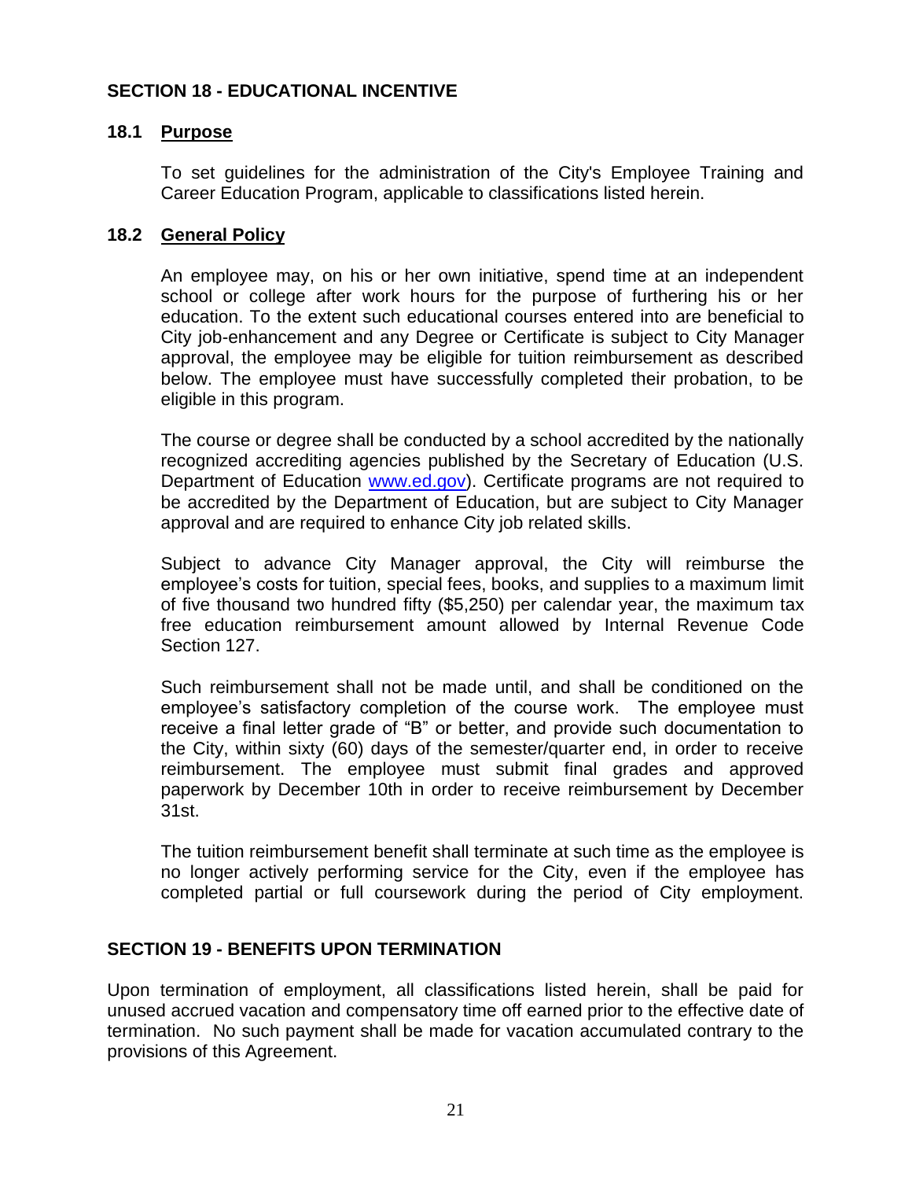## SECTION 18 - EDUCATIONAL INCENTIVE

### 18.1 Purpose

To set guidelines for the administration of the City's Employee Training and Career Education Program, applicable to classifications listed herein.

### 18.2 General Policy

An employee may, on his or her own initiative, spend time at an independent school or college after work hours for the purpose of furthering his or her education. To the extent such educational courses entered into are beneficial to City job-enhancement and any Degree or Certificate is subject to City Manager approval, the employee may be eligible for tuition reimbursement as described below. The employee must have successfully completed their probation, to be eligible in this program.

The course or degree shall be conducted by a school accredited by the nationally recognized accrediting agencies published by the Secretary of Education (U.S. Department of Education www.ed.gov). Certificate programs are not required to be accredited by the Department of Education, but are subject to City Manager approval and are required to enhance City job related skills.

Subject to advance City Manager approval, the City will reimburse the employee's costs for tuition, special fees, books, and supplies to a maximum limit of five thousand two hundred fifty ($5,250) per calendar year, the maximum tax free education reimbursement amount allowed by Internal Revenue Code Section 127.

Such reimbursement shall not be made until, and shall be conditioned on the employee's satisfactory completion of the course work. The employee must receive a final letter grade of "B" or better, and provide such documentation to the City, within sixty (60) days of the semester/quarter end, in order to receive reimbursement. The employee must submit final grades and approved paperwork by December 10th in order to receive reimbursement by December 31st.

The tuition reimbursement benefit shall terminate at such time as the employee is no longer actively performing service for the City, even if the employee has completed partial or full coursework during the period of City employment.

## SECTION 19 - BENEFITS UPON TERMINATION

Upon termination of employment, all classifications listed herein, shall be paid for unused accrued vacation and compensatory time off earned prior to the effective date of termination. No such payment shall be made for vacation accumulated contrary to the provisions of this Agreement.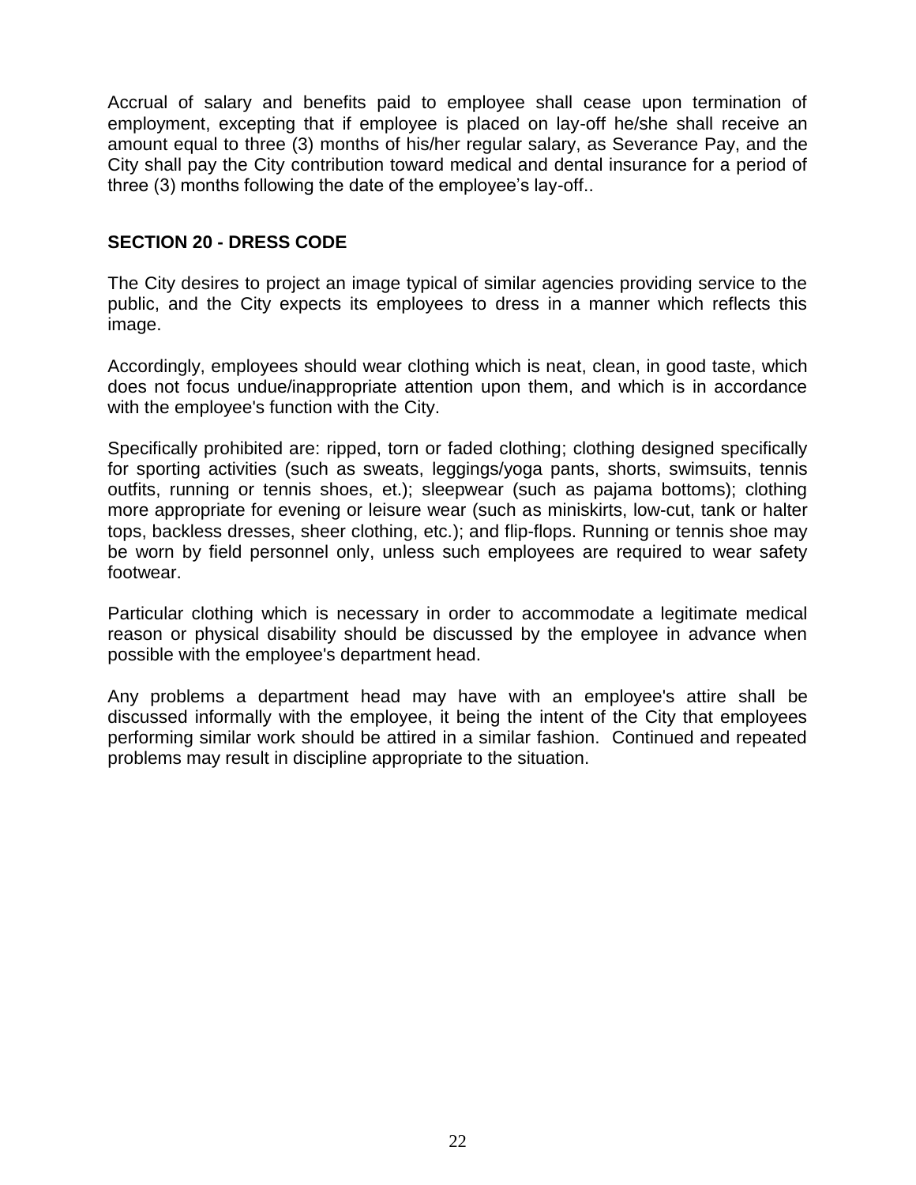Accrual of salary and benefits paid to employee shall cease upon termination of employment, excepting that if employee is placed on lay-off he/she shall receive an amount equal to three (3) months of his/her regular salary, as Severance Pay, and the City shall pay the City contribution toward medical and dental insurance for a period of three (3) months following the date of the employee's lay-off..

## SECTION 20 - DRESS CODE

The City desires to project an image typical of similar agencies providing service to the public, and the City expects its employees to dress in a manner which reflects this image.

Accordingly, employees should wear clothing which is neat, clean, in good taste, which does not focus undue/inappropriate attention upon them, and which is in accordance with the employee's function with the City.

Specifically prohibited are: ripped, torn or faded clothing; clothing designed specifically for sporting activities (such as sweats, leggings/yoga pants, shorts, swimsuits, tennis outfits, running or tennis shoes, et.); sleepwear (such as pajama bottoms); clothing more appropriate for evening or leisure wear (such as miniskirts, low-cut, tank or halter tops, backless dresses, sheer clothing, etc.); and flip-flops. Running or tennis shoe may be worn by field personnel only, unless such employees are required to wear safety footwear.

Particular clothing which is necessary in order to accommodate a legitimate medical reason or physical disability should be discussed by the employee in advance when possible with the employee's department head.

Any problems a department head may have with an employee's attire shall be discussed informally with the employee, it being the intent of the City that employees performing similar work should be attired in a similar fashion. Continued and repeated problems may result in discipline appropriate to the situation.